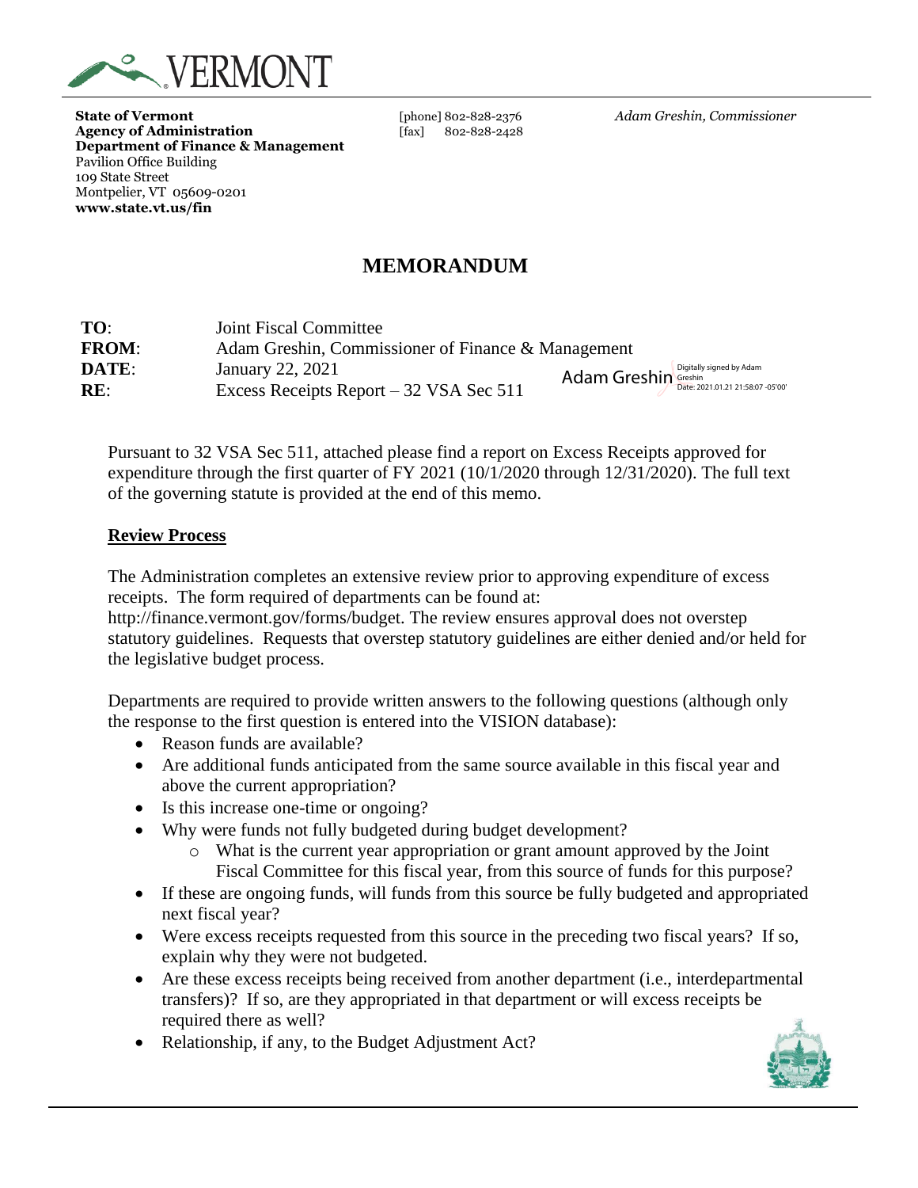**State of Vermont**
**Agency of Administration**
**Department of Finance & Management**
Pavilion Office Building
109 State Street
Montpelier, VT 05609-0201
**www.state.vt.us/fin**

[phone] 802-828-2376
[fax] 802-828-2428

*Adam Greshin, Commissioner*

# MEMORANDUM

| | |
|---|---|
| **TO**: | Joint Fiscal Committee |
| **FROM**: | Adam Greshin, Commissioner of Finance & Management |
| **DATE**: | January 22, 2021 |
| **RE**: | Excess Receipts Report – 32 VSA Sec 511 |

Adam Greshin — Digitally signed by Adam Greshin Date: 2021.01.21 21:58:07 -05'00'

Pursuant to 32 VSA Sec 511, attached please find a report on Excess Receipts approved for expenditure through the first quarter of FY 2021 (10/1/2020 through 12/31/2020). The full text of the governing statute is provided at the end of this memo.

## Review Process

The Administration completes an extensive review prior to approving expenditure of excess receipts. The form required of departments can be found at: http://finance.vermont.gov/forms/budget. The review ensures approval does not overstep statutory guidelines. Requests that overstep statutory guidelines are either denied and/or held for the legislative budget process.

Departments are required to provide written answers to the following questions (although only the response to the first question is entered into the VISION database):

- Reason funds are available?
- Are additional funds anticipated from the same source available in this fiscal year and above the current appropriation?
- Is this increase one-time or ongoing?
- Why were funds not fully budgeted during budget development?
  - What is the current year appropriation or grant amount approved by the Joint Fiscal Committee for this fiscal year, from this source of funds for this purpose?
- If these are ongoing funds, will funds from this source be fully budgeted and appropriated next fiscal year?
- Were excess receipts requested from this source in the preceding two fiscal years? If so, explain why they were not budgeted.
- Are these excess receipts being received from another department (i.e., interdepartmental transfers)? If so, are they appropriated in that department or will excess receipts be required there as well?
- Relationship, if any, to the Budget Adjustment Act?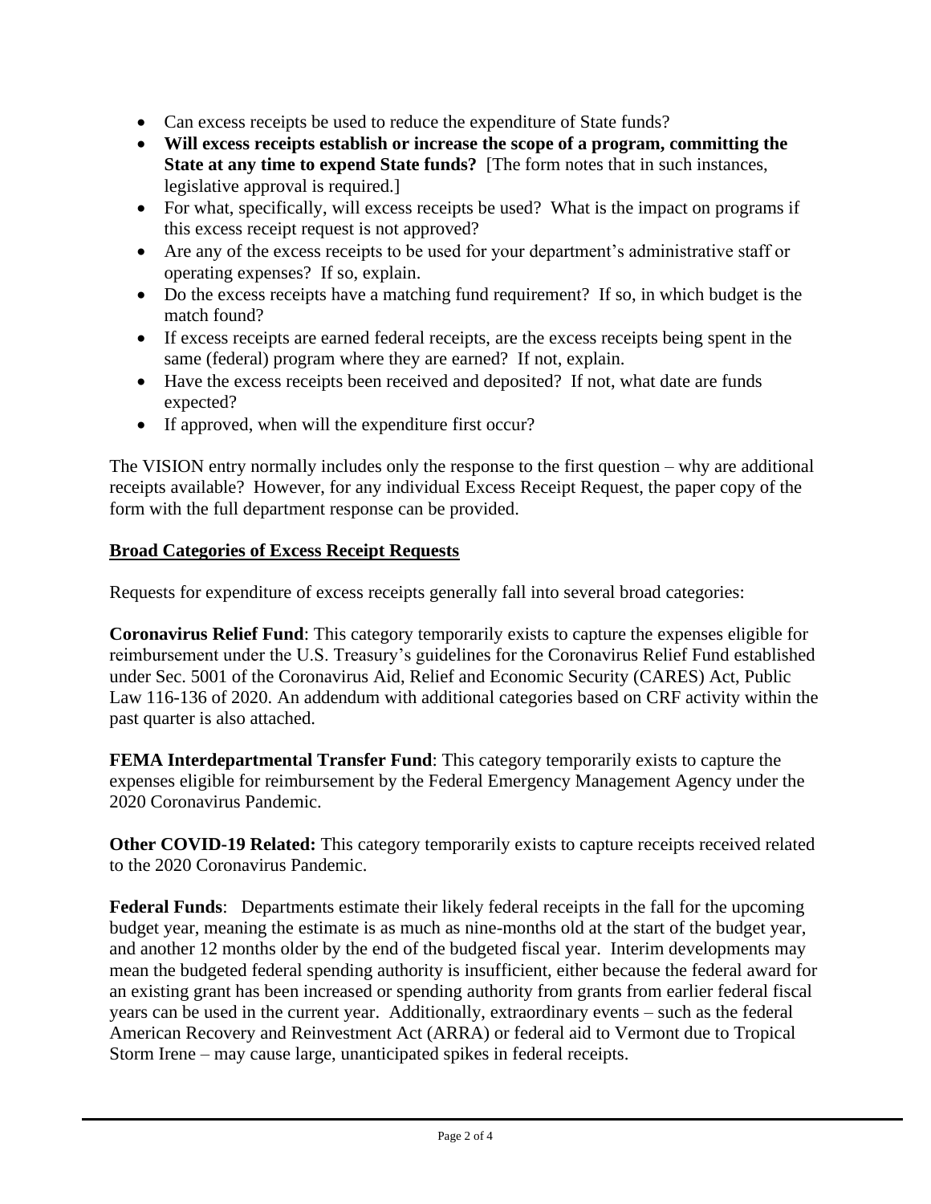- Can excess receipts be used to reduce the expenditure of State funds?
- **Will excess receipts establish or increase the scope of a program, committing the State at any time to expend State funds?** [The form notes that in such instances, legislative approval is required.]
- For what, specifically, will excess receipts be used? What is the impact on programs if this excess receipt request is not approved?
- Are any of the excess receipts to be used for your department's administrative staff or operating expenses? If so, explain.
- Do the excess receipts have a matching fund requirement? If so, in which budget is the match found?
- If excess receipts are earned federal receipts, are the excess receipts being spent in the same (federal) program where they are earned? If not, explain.
- Have the excess receipts been received and deposited? If not, what date are funds expected?
- If approved, when will the expenditure first occur?

The VISION entry normally includes only the response to the first question – why are additional receipts available? However, for any individual Excess Receipt Request, the paper copy of the form with the full department response can be provided.

## Broad Categories of Excess Receipt Requests

Requests for expenditure of excess receipts generally fall into several broad categories:

**Coronavirus Relief Fund**: This category temporarily exists to capture the expenses eligible for reimbursement under the U.S. Treasury's guidelines for the Coronavirus Relief Fund established under Sec. 5001 of the Coronavirus Aid, Relief and Economic Security (CARES) Act, Public Law 116-136 of 2020. An addendum with additional categories based on CRF activity within the past quarter is also attached.

**FEMA Interdepartmental Transfer Fund**: This category temporarily exists to capture the expenses eligible for reimbursement by the Federal Emergency Management Agency under the 2020 Coronavirus Pandemic.

**Other COVID-19 Related:** This category temporarily exists to capture receipts received related to the 2020 Coronavirus Pandemic.

**Federal Funds**: Departments estimate their likely federal receipts in the fall for the upcoming budget year, meaning the estimate is as much as nine-months old at the start of the budget year, and another 12 months older by the end of the budgeted fiscal year. Interim developments may mean the budgeted federal spending authority is insufficient, either because the federal award for an existing grant has been increased or spending authority from grants from earlier federal fiscal years can be used in the current year. Additionally, extraordinary events – such as the federal American Recovery and Reinvestment Act (ARRA) or federal aid to Vermont due to Tropical Storm Irene – may cause large, unanticipated spikes in federal receipts.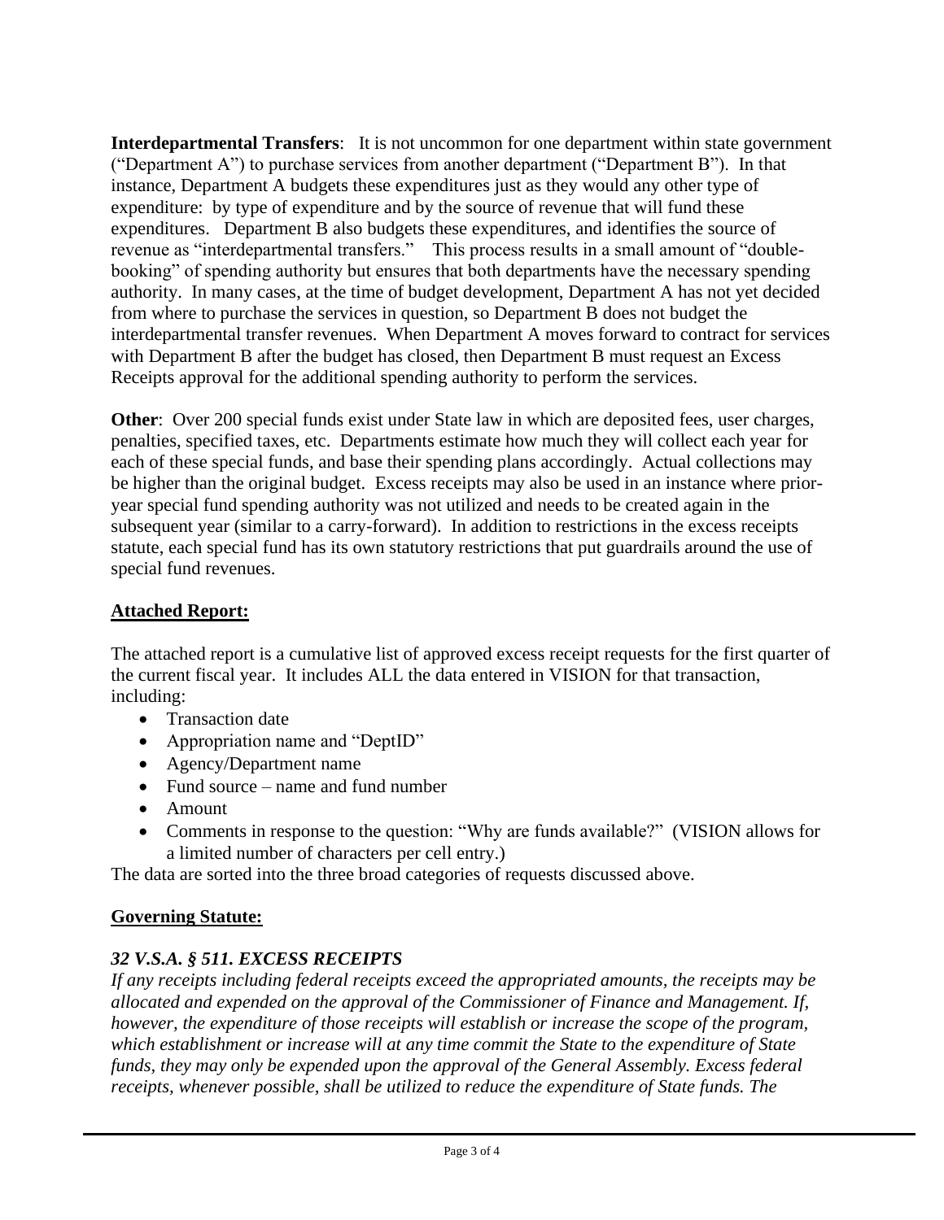**Interdepartmental Transfers**: It is not uncommon for one department within state government ("Department A") to purchase services from another department ("Department B"). In that instance, Department A budgets these expenditures just as they would any other type of expenditure: by type of expenditure and by the source of revenue that will fund these expenditures. Department B also budgets these expenditures, and identifies the source of revenue as "interdepartmental transfers." This process results in a small amount of "double-booking" of spending authority but ensures that both departments have the necessary spending authority. In many cases, at the time of budget development, Department A has not yet decided from where to purchase the services in question, so Department B does not budget the interdepartmental transfer revenues. When Department A moves forward to contract for services with Department B after the budget has closed, then Department B must request an Excess Receipts approval for the additional spending authority to perform the services.

**Other**: Over 200 special funds exist under State law in which are deposited fees, user charges, penalties, specified taxes, etc. Departments estimate how much they will collect each year for each of these special funds, and base their spending plans accordingly. Actual collections may be higher than the original budget. Excess receipts may also be used in an instance where prior-year special fund spending authority was not utilized and needs to be created again in the subsequent year (similar to a carry-forward). In addition to restrictions in the excess receipts statute, each special fund has its own statutory restrictions that put guardrails around the use of special fund revenues.

**Attached Report:**

The attached report is a cumulative list of approved excess receipt requests for the first quarter of the current fiscal year. It includes ALL the data entered in VISION for that transaction, including:

- Transaction date
- Appropriation name and "DeptID"
- Agency/Department name
- Fund source – name and fund number
- Amount
- Comments in response to the question: "Why are funds available?" (VISION allows for a limited number of characters per cell entry.)

The data are sorted into the three broad categories of requests discussed above.

**Governing Statute:**

***32 V.S.A. § 511. EXCESS RECEIPTS***

*If any receipts including federal receipts exceed the appropriated amounts, the receipts may be allocated and expended on the approval of the Commissioner of Finance and Management. If, however, the expenditure of those receipts will establish or increase the scope of the program, which establishment or increase will at any time commit the State to the expenditure of State funds, they may only be expended upon the approval of the General Assembly. Excess federal receipts, whenever possible, shall be utilized to reduce the expenditure of State funds. The*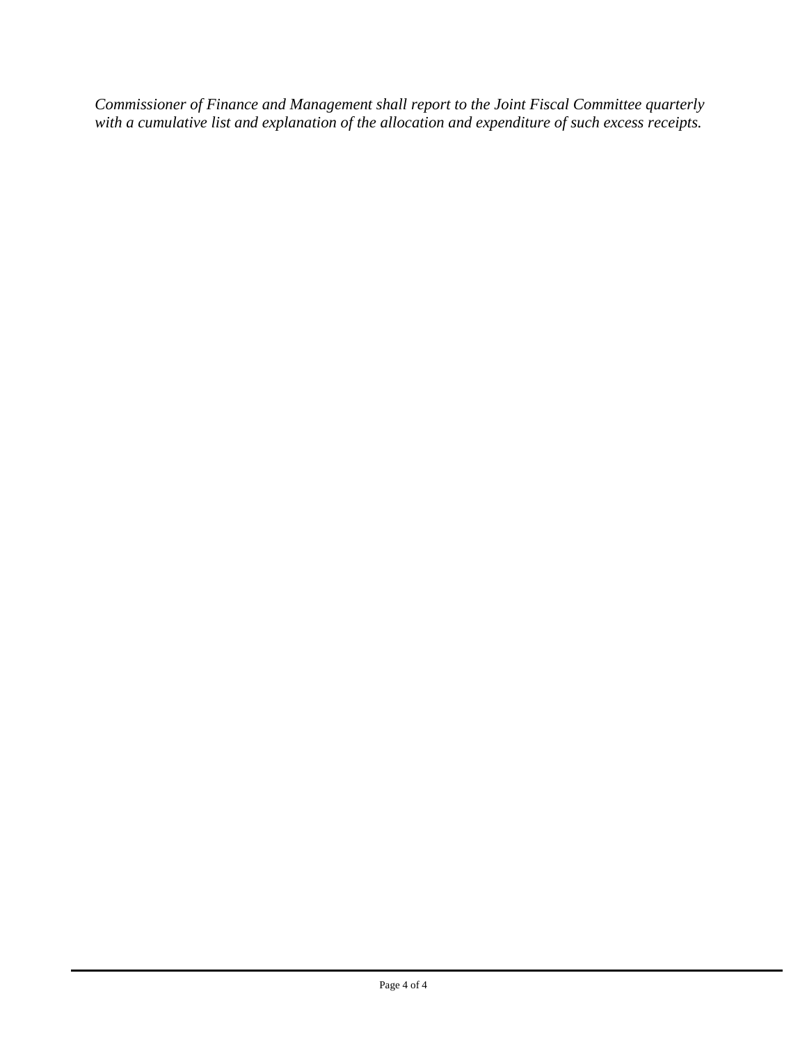*Commissioner of Finance and Management shall report to the Joint Fiscal Committee quarterly with a cumulative list and explanation of the allocation and expenditure of such excess receipts.*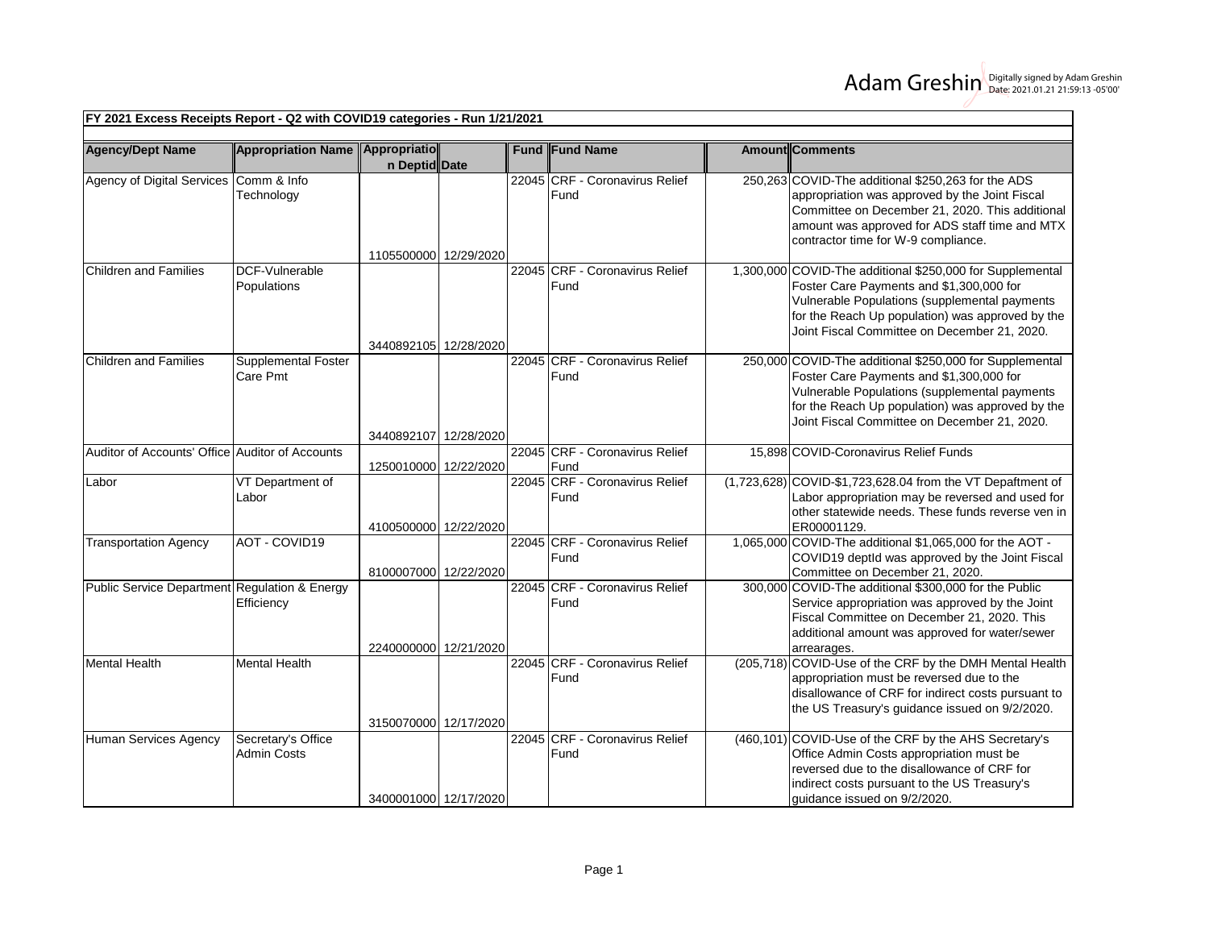Adam Greshin Digitally signed by Adam Greshin Date: 2021.01.21 21:59:13 -05'00'

**FY 2021 Excess Receipts Report - Q2 with COVID19 categories - Run 1/21/2021**

| Agency/Dept Name | Appropriation Name | Appropriation Deptid | Date | Fund | Fund Name | Amount | Comments |
|---|---|---|---|---|---|---|---|
| Agency of Digital Services | Comm & Info Technology | 1105500000 | 12/29/2020 | 22045 | CRF - Coronavirus Relief Fund | 250,263 | COVID-The additional $250,263 for the ADS appropriation was approved by the Joint Fiscal Committee on December 21, 2020. This additional amount was approved for ADS staff time and MTX contractor time for W-9 compliance. |
| Children and Families | DCF-Vulnerable Populations | 3440892105 | 12/28/2020 | 22045 | CRF - Coronavirus Relief Fund | 1,300,000 | COVID-The additional $250,000 for Supplemental Foster Care Payments and $1,300,000 for Vulnerable Populations (supplemental payments for the Reach Up population) was approved by the Joint Fiscal Committee on December 21, 2020. |
| Children and Families | Supplemental Foster Care Pmt | 3440892107 | 12/28/2020 | 22045 | CRF - Coronavirus Relief Fund | 250,000 | COVID-The additional $250,000 for Supplemental Foster Care Payments and $1,300,000 for Vulnerable Populations (supplemental payments for the Reach Up population) was approved by the Joint Fiscal Committee on December 21, 2020. |
| Auditor of Accounts' Office | Auditor of Accounts | 1250010000 | 12/22/2020 | 22045 | CRF - Coronavirus Relief Fund | 15,898 | COVID-Coronavirus Relief Funds |
| Labor | VT Department of Labor | 4100500000 | 12/22/2020 | 22045 | CRF - Coronavirus Relief Fund | (1,723,628) | COVID-$1,723,628.04 from the VT Depaftment of Labor appropriation may be reversed and used for other statewide needs. These funds reverse ven in ER00001129. |
| Transportation Agency | AOT - COVID19 | 8100007000 | 12/22/2020 | 22045 | CRF - Coronavirus Relief Fund | 1,065,000 | COVID-The additional $1,065,000 for the AOT - COVID19 deptId was approved by the Joint Fiscal Committee on December 21, 2020. |
| Public Service Department | Regulation & Energy Efficiency | 2240000000 | 12/21/2020 | 22045 | CRF - Coronavirus Relief Fund | 300,000 | COVID-The additional $300,000 for the Public Service appropriation was approved by the Joint Fiscal Committee on December 21, 2020. This additional amount was approved for water/sewer arrearages. |
| Mental Health | Mental Health | 3150070000 | 12/17/2020 | 22045 | CRF - Coronavirus Relief Fund | (205,718) | COVID-Use of the CRF by the DMH Mental Health appropriation must be reversed due to the disallowance of CRF for indirect costs pursuant to the US Treasury's guidance issued on 9/2/2020. |
| Human Services Agency | Secretary's Office Admin Costs | 3400001000 | 12/17/2020 | 22045 | CRF - Coronavirus Relief Fund | (460,101) | COVID-Use of the CRF by the AHS Secretary's Office Admin Costs appropriation must be reversed due to the disallowance of CRF for indirect costs pursuant to the US Treasury's guidance issued on 9/2/2020. |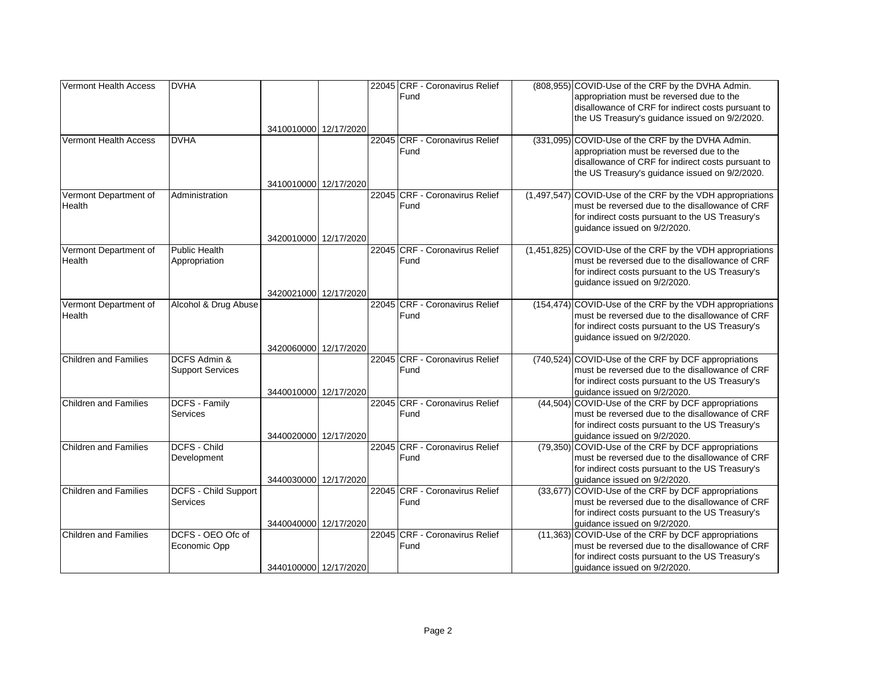| | | | | | | | |
|---|---|---|---|---|---|---|---|
| Vermont Health Access | DVHA | 3410010000 | 12/17/2020 | 22045 | CRF - Coronavirus Relief Fund | (808,955) | COVID-Use of the CRF by the DVHA Admin. appropriation must be reversed due to the disallowance of CRF for indirect costs pursuant to the US Treasury's guidance issued on 9/2/2020. |
| Vermont Health Access | DVHA | 3410010000 | 12/17/2020 | 22045 | CRF - Coronavirus Relief Fund | (331,095) | COVID-Use of the CRF by the DVHA Admin. appropriation must be reversed due to the disallowance of CRF for indirect costs pursuant to the US Treasury's guidance issued on 9/2/2020. |
| Vermont Department of Health | Administration | 3420010000 | 12/17/2020 | 22045 | CRF - Coronavirus Relief Fund | (1,497,547) | COVID-Use of the CRF by the VDH appropriations must be reversed due to the disallowance of CRF for indirect costs pursuant to the US Treasury's guidance issued on 9/2/2020. |
| Vermont Department of Health | Public Health Appropriation | 3420021000 | 12/17/2020 | 22045 | CRF - Coronavirus Relief Fund | (1,451,825) | COVID-Use of the CRF by the VDH appropriations must be reversed due to the disallowance of CRF for indirect costs pursuant to the US Treasury's guidance issued on 9/2/2020. |
| Vermont Department of Health | Alcohol & Drug Abuse | 3420060000 | 12/17/2020 | 22045 | CRF - Coronavirus Relief Fund | (154,474) | COVID-Use of the CRF by the VDH appropriations must be reversed due to the disallowance of CRF for indirect costs pursuant to the US Treasury's guidance issued on 9/2/2020. |
| Children and Families | DCFS Admin & Support Services | 3440010000 | 12/17/2020 | 22045 | CRF - Coronavirus Relief Fund | (740,524) | COVID-Use of the CRF by DCF appropriations must be reversed due to the disallowance of CRF for indirect costs pursuant to the US Treasury's guidance issued on 9/2/2020. |
| Children and Families | DCFS - Family Services | 3440020000 | 12/17/2020 | 22045 | CRF - Coronavirus Relief Fund | (44,504) | COVID-Use of the CRF by DCF appropriations must be reversed due to the disallowance of CRF for indirect costs pursuant to the US Treasury's guidance issued on 9/2/2020. |
| Children and Families | DCFS - Child Development | 3440030000 | 12/17/2020 | 22045 | CRF - Coronavirus Relief Fund | (79,350) | COVID-Use of the CRF by DCF appropriations must be reversed due to the disallowance of CRF for indirect costs pursuant to the US Treasury's guidance issued on 9/2/2020. |
| Children and Families | DCFS - Child Support Services | 3440040000 | 12/17/2020 | 22045 | CRF - Coronavirus Relief Fund | (33,677) | COVID-Use of the CRF by DCF appropriations must be reversed due to the disallowance of CRF for indirect costs pursuant to the US Treasury's guidance issued on 9/2/2020. |
| Children and Families | DCFS - OEO Ofc of Economic Opp | 3440100000 | 12/17/2020 | 22045 | CRF - Coronavirus Relief Fund | (11,363) | COVID-Use of the CRF by DCF appropriations must be reversed due to the disallowance of CRF for indirect costs pursuant to the US Treasury's guidance issued on 9/2/2020. |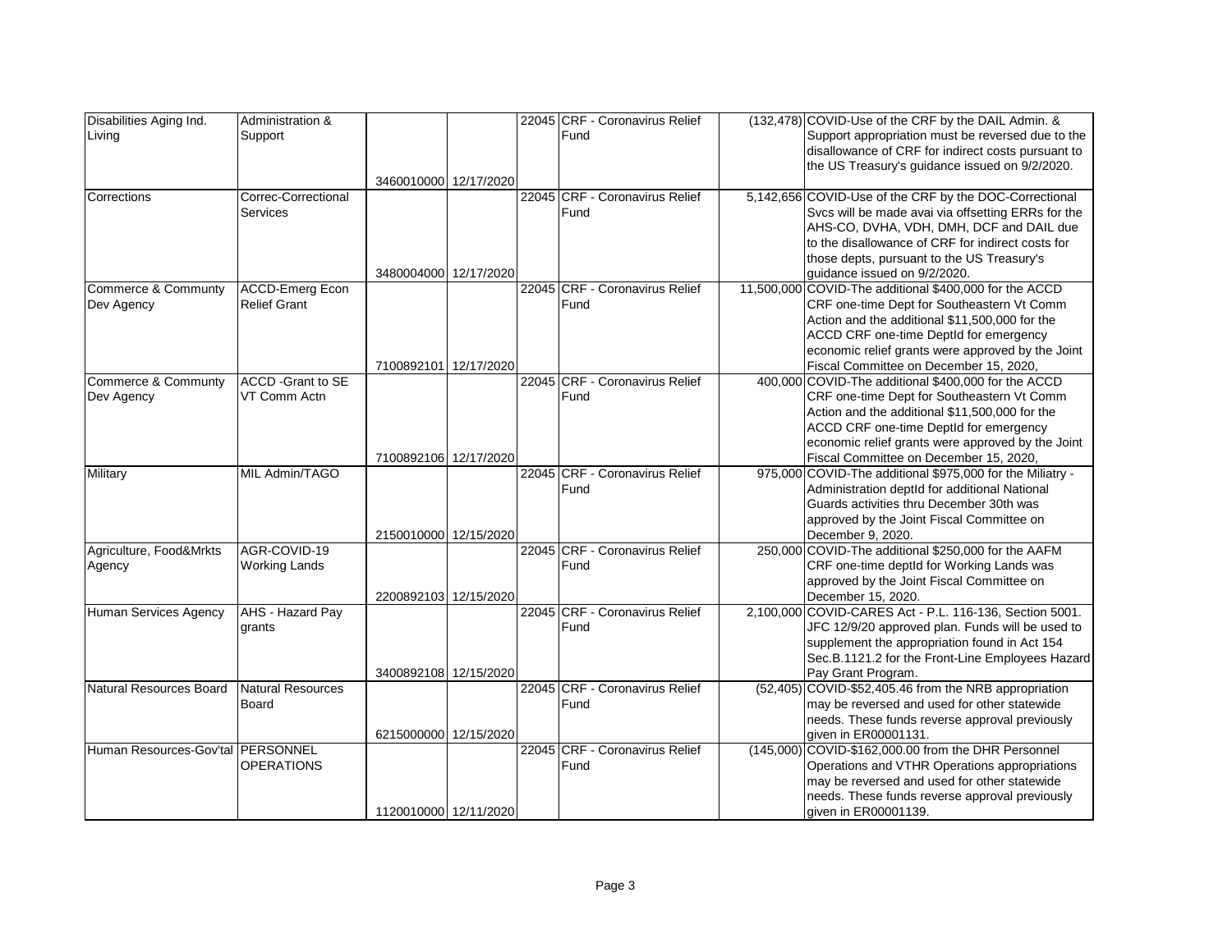| | | | | | | | |
|---|---|---|---|---|---|---|---|
| Disabilities Aging Ind. Living | Administration & Support | 3460010000 | 12/17/2020 | 22045 | CRF - Coronavirus Relief Fund | (132,478) | COVID-Use of the CRF by the DAIL Admin. & Support appropriation must be reversed due to the disallowance of CRF for indirect costs pursuant to the US Treasury's guidance issued on 9/2/2020. |
| Corrections | Correc-Correctional Services | 3480004000 | 12/17/2020 | 22045 | CRF - Coronavirus Relief Fund | 5,142,656 | COVID-Use of the CRF by the DOC-Correctional Svcs will be made avai via offsetting ERRs for the AHS-CO, DVHA, VDH, DMH, DCF and DAIL due to the disallowance of CRF for indirect costs for those depts, pursuant to the US Treasury's guidance issued on 9/2/2020. |
| Commerce & Communty Dev Agency | ACCD-Emerg Econ Relief Grant | 7100892101 | 12/17/2020 | 22045 | CRF - Coronavirus Relief Fund | 11,500,000 | COVID-The additional $400,000 for the ACCD CRF one-time Dept for Southeastern Vt Comm Action and the additional $11,500,000 for the ACCD CRF one-time DeptId for emergency economic relief grants were approved by the Joint Fiscal Committee on December 15, 2020, |
| Commerce & Communty Dev Agency | ACCD -Grant to SE VT Comm Actn | 7100892106 | 12/17/2020 | 22045 | CRF - Coronavirus Relief Fund | 400,000 | COVID-The additional $400,000 for the ACCD CRF one-time Dept for Southeastern Vt Comm Action and the additional $11,500,000 for the ACCD CRF one-time DeptId for emergency economic relief grants were approved by the Joint Fiscal Committee on December 15, 2020, |
| Military | MIL Admin/TAGO | 2150010000 | 12/15/2020 | 22045 | CRF - Coronavirus Relief Fund | 975,000 | COVID-The additional $975,000 for the Miliatry - Administration deptId for additional National Guards activities thru December 30th was approved by the Joint Fiscal Committee on December 9, 2020. |
| Agriculture, Food&Mrkts Agency | AGR-COVID-19 Working Lands | 2200892103 | 12/15/2020 | 22045 | CRF - Coronavirus Relief Fund | 250,000 | COVID-The additional $250,000 for the AAFM CRF one-time deptId for Working Lands was approved by the Joint Fiscal Committee on December 15, 2020. |
| Human Services Agency | AHS - Hazard Pay grants | 3400892108 | 12/15/2020 | 22045 | CRF - Coronavirus Relief Fund | 2,100,000 | COVID-CARES Act - P.L. 116-136, Section 5001. JFC 12/9/20 approved plan. Funds will be used to supplement the appropriation found in Act 154 Sec.B.1121.2 for the Front-Line Employees Hazard Pay Grant Program. |
| Natural Resources Board | Natural Resources Board | 6215000000 | 12/15/2020 | 22045 | CRF - Coronavirus Relief Fund | (52,405) | COVID-$52,405.46 from the NRB appropriation may be reversed and used for other statewide needs. These funds reverse approval previously given in ER00001131. |
| Human Resources-Gov'tal | PERSONNEL OPERATIONS | 1120010000 | 12/11/2020 | 22045 | CRF - Coronavirus Relief Fund | (145,000) | COVID-$162,000.00 from the DHR Personnel Operations and VTHR Operations appropriations may be reversed and used for other statewide needs. These funds reverse approval previously given in ER00001139. |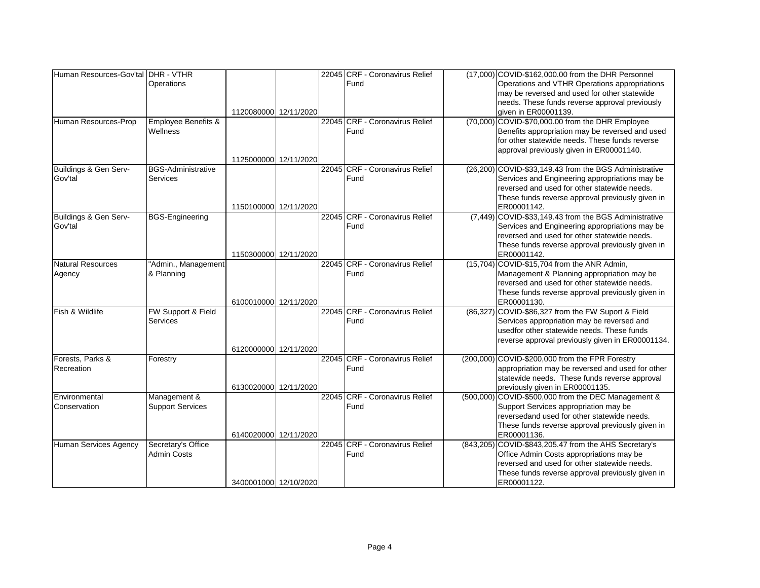| Human Resources-Gov'tal | DHR - VTHR Operations | 1120080000 | 12/11/2020 | 22045 | CRF - Coronavirus Relief Fund | (17,000) | COVID-$162,000.00 from the DHR Personnel Operations and VTHR Operations appropriations may be reversed and used for other statewide needs. These funds reverse approval previously given in ER00001139. |
|---|---|---|---|---|---|---|---|
| Human Resources-Prop | Employee Benefits & Wellness | 1125000000 | 12/11/2020 | 22045 | CRF - Coronavirus Relief Fund | (70,000) | COVID-$70,000.00 from the DHR Employee Benefits appropriation may be reversed and used for other statewide needs. These funds reverse approval previously given in ER00001140. |
| Buildings & Gen Serv-Gov'tal | BGS-Administrative Services | 1150100000 | 12/11/2020 | 22045 | CRF - Coronavirus Relief Fund | (26,200) | COVID-$33,149.43 from the BGS Administrative Services and Engineering appropriations may be reversed and used for other statewide needs. These funds reverse approval previously given in ER00001142. |
| Buildings & Gen Serv-Gov'tal | BGS-Engineering | 1150300000 | 12/11/2020 | 22045 | CRF - Coronavirus Relief Fund | (7,449) | COVID-$33,149.43 from the BGS Administrative Services and Engineering appropriations may be reversed and used for other statewide needs. These funds reverse approval previously given in ER00001142. |
| Natural Resources Agency | "Admin., Management & Planning | 6100010000 | 12/11/2020 | 22045 | CRF - Coronavirus Relief Fund | (15,704) | COVID-$15,704 from the ANR Admin, Management & Planning appropriation may be reversed and used for other statewide needs. These funds reverse approval previously given in ER00001130. |
| Fish & Wildlife | FW Support & Field Services | 6120000000 | 12/11/2020 | 22045 | CRF - Coronavirus Relief Fund | (86,327) | COVID-$86,327 from the FW Suport & Field Services appropriation may be reversed and usedfor other statewide needs. These funds reverse approval previously given in ER00001134. |
| Forests, Parks & Recreation | Forestry | 6130020000 | 12/11/2020 | 22045 | CRF - Coronavirus Relief Fund | (200,000) | COVID-$200,000 from the FPR Forestry appropriation may be reversed and used for other statewide needs. These funds reverse approval previously given in ER00001135. |
| Environmental Conservation | Management & Support Services | 6140020000 | 12/11/2020 | 22045 | CRF - Coronavirus Relief Fund | (500,000) | COVID-$500,000 from the DEC Management & Support Services appropriation may be reversedand used for other statewide needs. These funds reverse approval previously given in ER00001136. |
| Human Services Agency | Secretary's Office Admin Costs | 3400001000 | 12/10/2020 | 22045 | CRF - Coronavirus Relief Fund | (843,205) | COVID-$843,205.47 from the AHS Secretary's Office Admin Costs appropriations may be reversed and used for other statewide needs. These funds reverse approval previously given in ER00001122. |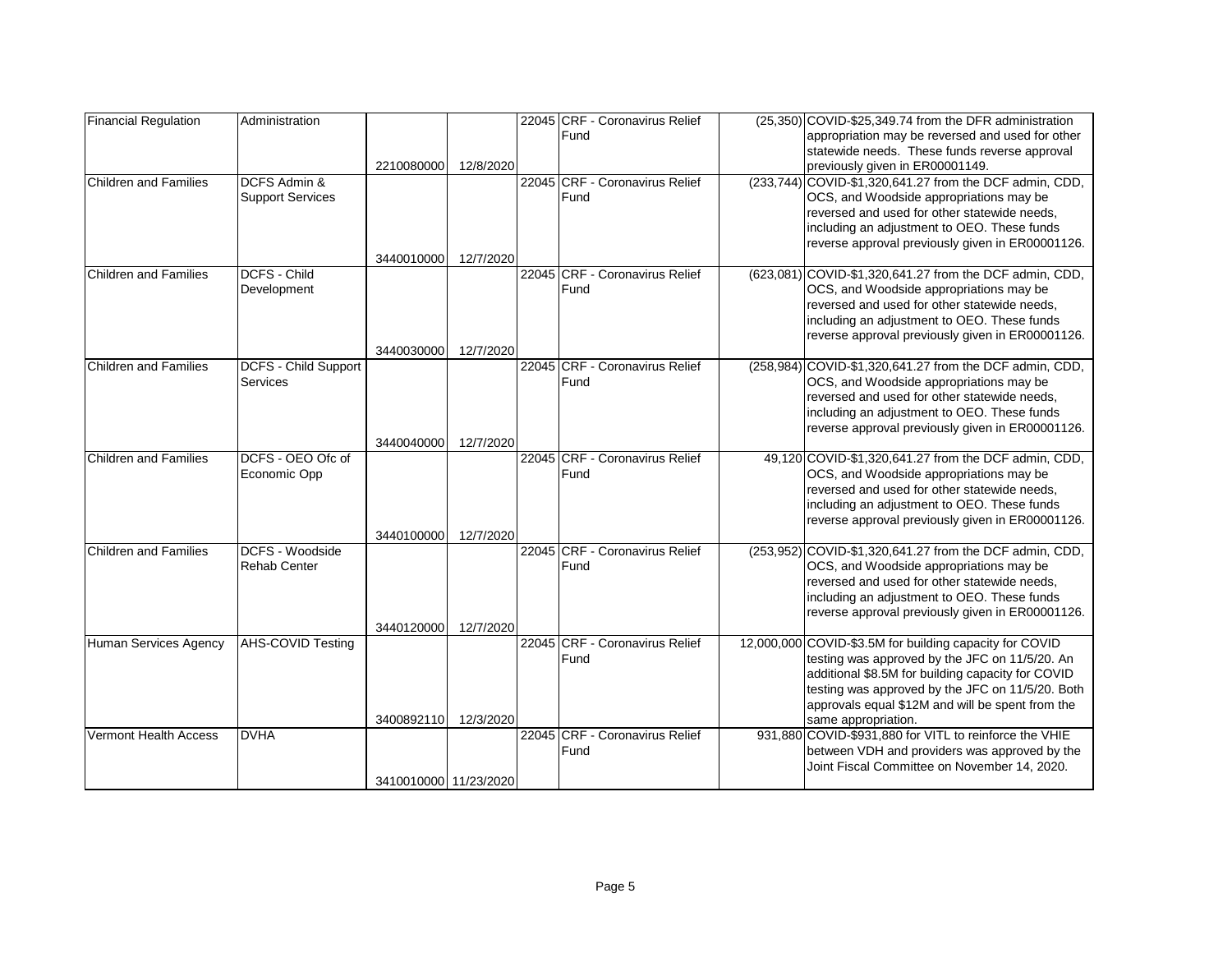| | | | | | | | |
|---|---|---|---|---|---|---|---|
| Financial Regulation | Administration | 2210080000 | 12/8/2020 | 22045 | CRF - Coronavirus Relief Fund | (25,350) | COVID-$25,349.74 from the DFR administration appropriation may be reversed and used for other statewide needs. These funds reverse approval previously given in ER00001149. |
| Children and Families | DCFS Admin & Support Services | 3440010000 | 12/7/2020 | 22045 | CRF - Coronavirus Relief Fund | (233,744) | COVID-$1,320,641.27 from the DCF admin, CDD, OCS, and Woodside appropriations may be reversed and used for other statewide needs, including an adjustment to OEO. These funds reverse approval previously given in ER00001126. |
| Children and Families | DCFS - Child Development | 3440030000 | 12/7/2020 | 22045 | CRF - Coronavirus Relief Fund | (623,081) | COVID-$1,320,641.27 from the DCF admin, CDD, OCS, and Woodside appropriations may be reversed and used for other statewide needs, including an adjustment to OEO. These funds reverse approval previously given in ER00001126. |
| Children and Families | DCFS - Child Support Services | 3440040000 | 12/7/2020 | 22045 | CRF - Coronavirus Relief Fund | (258,984) | COVID-$1,320,641.27 from the DCF admin, CDD, OCS, and Woodside appropriations may be reversed and used for other statewide needs, including an adjustment to OEO. These funds reverse approval previously given in ER00001126. |
| Children and Families | DCFS - OEO Ofc of Economic Opp | 3440100000 | 12/7/2020 | 22045 | CRF - Coronavirus Relief Fund | 49,120 | COVID-$1,320,641.27 from the DCF admin, CDD, OCS, and Woodside appropriations may be reversed and used for other statewide needs, including an adjustment to OEO. These funds reverse approval previously given in ER00001126. |
| Children and Families | DCFS - Woodside Rehab Center | 3440120000 | 12/7/2020 | 22045 | CRF - Coronavirus Relief Fund | (253,952) | COVID-$1,320,641.27 from the DCF admin, CDD, OCS, and Woodside appropriations may be reversed and used for other statewide needs, including an adjustment to OEO. These funds reverse approval previously given in ER00001126. |
| Human Services Agency | AHS-COVID Testing | 3400892110 | 12/3/2020 | 22045 | CRF - Coronavirus Relief Fund | 12,000,000 | COVID-$3.5M for building capacity for COVID testing was approved by the JFC on 11/5/20. An additional $8.5M for building capacity for COVID testing was approved by the JFC on 11/5/20. Both approvals equal $12M and will be spent from the same appropriation. |
| Vermont Health Access | DVHA | 3410010000 | 11/23/2020 | 22045 | CRF - Coronavirus Relief Fund | 931,880 | COVID-$931,880 for VITL to reinforce the VHIE between VDH and providers was approved by the Joint Fiscal Committee on November 14, 2020. |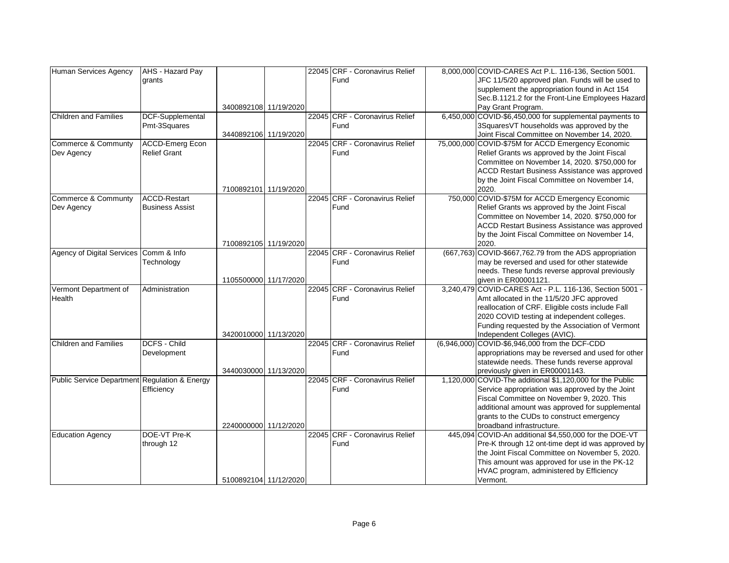| Human Services Agency | AHS - Hazard Pay grants | 3400892108 | 11/19/2020 | 22045 | CRF - Coronavirus Relief Fund | 8,000,000 | COVID-CARES Act P.L. 116-136, Section 5001. JFC 11/5/20 approved plan. Funds will be used to supplement the appropriation found in Act 154 Sec.B.1121.2 for the Front-Line Employees Hazard Pay Grant Program. |
|---|---|---|---|---|---|---|---|
| Children and Families | DCF-Supplemental Pmt-3Squares | 3440892106 | 11/19/2020 | 22045 | CRF - Coronavirus Relief Fund | 6,450,000 | COVID-$6,450,000 for supplemental payments to 3SquaresVT households was approved by the Joint Fiscal Committee on November 14, 2020. |
| Commerce & Communty Dev Agency | ACCD-Emerg Econ Relief Grant | 7100892101 | 11/19/2020 | 22045 | CRF - Coronavirus Relief Fund | 75,000,000 | COVID-$75M for ACCD Emergency Economic Relief Grants ws approved by the Joint Fiscal Committee on November 14, 2020. $750,000 for ACCD Restart Business Assistance was approved by the Joint Fiscal Committee on November 14, 2020. |
| Commerce & Communty Dev Agency | ACCD-Restart Business Assist | 7100892105 | 11/19/2020 | 22045 | CRF - Coronavirus Relief Fund | 750,000 | COVID-$75M for ACCD Emergency Economic Relief Grants ws approved by the Joint Fiscal Committee on November 14, 2020. $750,000 for ACCD Restart Business Assistance was approved by the Joint Fiscal Committee on November 14, 2020. |
| Agency of Digital Services | Comm & Info Technology | 1105500000 | 11/17/2020 | 22045 | CRF - Coronavirus Relief Fund | (667,763) | COVID-$667,762.79 from the ADS appropriation may be reversed and used for other statewide needs. These funds reverse approval previously given in ER00001121. |
| Vermont Department of Health | Administration | 3420010000 | 11/13/2020 | 22045 | CRF - Coronavirus Relief Fund | 3,240,479 | COVID-CARES Act - P.L. 116-136, Section 5001 - Amt allocated in the 11/5/20 JFC approved reallocation of CRF. Eligible costs include Fall 2020 COVID testing at independent colleges. Funding requested by the Association of Vermont Independent Colleges (AVIC). |
| Children and Families | DCFS - Child Development | 3440030000 | 11/13/2020 | 22045 | CRF - Coronavirus Relief Fund | (6,946,000) | COVID-$6,946,000 from the DCF-CDD appropriations may be reversed and used for other statewide needs. These funds reverse approval previously given in ER00001143. |
| Public Service Department | Regulation & Energy Efficiency | 2240000000 | 11/12/2020 | 22045 | CRF - Coronavirus Relief Fund | 1,120,000 | COVID-The additional $1,120,000 for the Public Service appropriation was approved by the Joint Fiscal Committee on November 9, 2020. This additional amount was approved for supplemental grants to the CUDs to construct emergency broadband infrastructure. |
| Education Agency | DOE-VT Pre-K through 12 | 5100892104 | 11/12/2020 | 22045 | CRF - Coronavirus Relief Fund | 445,094 | COVID-An additional $4,550,000 for the DOE-VT Pre-K through 12 ont-time dept id was approved by the Joint Fiscal Committee on November 5, 2020. This amount was approved for use in the PK-12 HVAC program, administered by Efficiency Vermont. |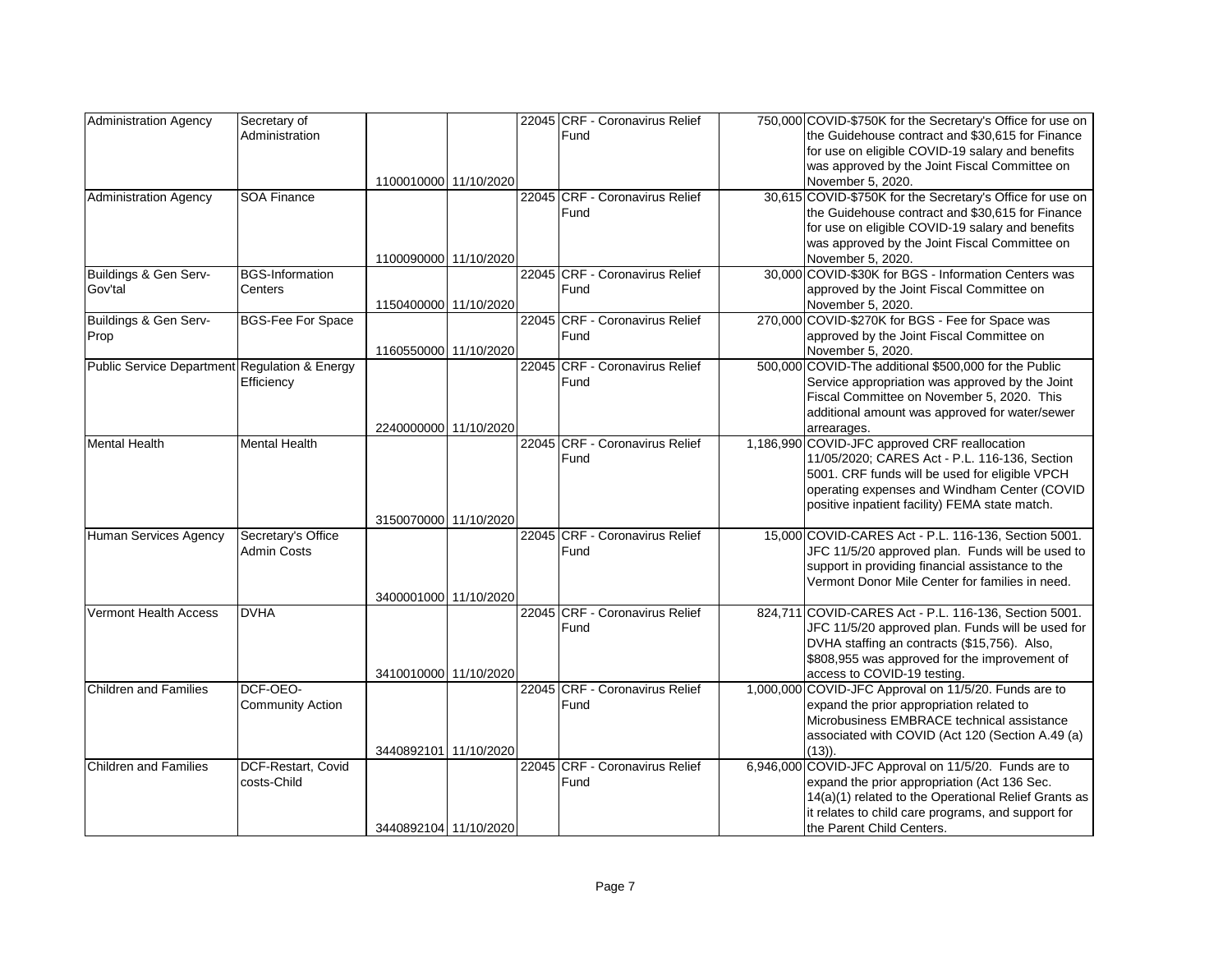| | | | | | | | |
|---|---|---|---|---|---|---|---|
| Administration Agency | Secretary of Administration | 1100010000 | 11/10/2020 | 22045 | CRF - Coronavirus Relief Fund | 750,000 | COVID-$750K for the Secretary's Office for use on the Guidehouse contract and $30,615 for Finance for use on eligible COVID-19 salary and benefits was approved by the Joint Fiscal Committee on November 5, 2020. |
| Administration Agency | SOA Finance | 1100090000 | 11/10/2020 | 22045 | CRF - Coronavirus Relief Fund | 30,615 | COVID-$750K for the Secretary's Office for use on the Guidehouse contract and $30,615 for Finance for use on eligible COVID-19 salary and benefits was approved by the Joint Fiscal Committee on November 5, 2020. |
| Buildings & Gen Serv-Gov'tal | BGS-Information Centers | 1150400000 | 11/10/2020 | 22045 | CRF - Coronavirus Relief Fund | 30,000 | COVID-$30K for BGS - Information Centers was approved by the Joint Fiscal Committee on November 5, 2020. |
| Buildings & Gen Serv-Prop | BGS-Fee For Space | 1160550000 | 11/10/2020 | 22045 | CRF - Coronavirus Relief Fund | 270,000 | COVID-$270K for BGS - Fee for Space was approved by the Joint Fiscal Committee on November 5, 2020. |
| Public Service Department | Regulation & Energy Efficiency | 2240000000 | 11/10/2020 | 22045 | CRF - Coronavirus Relief Fund | 500,000 | COVID-The additional $500,000 for the Public Service appropriation was approved by the Joint Fiscal Committee on November 5, 2020. This additional amount was approved for water/sewer arrearages. |
| Mental Health | Mental Health | 3150070000 | 11/10/2020 | 22045 | CRF - Coronavirus Relief Fund | 1,186,990 | COVID-JFC approved CRF reallocation 11/05/2020; CARES Act - P.L. 116-136, Section 5001. CRF funds will be used for eligible VPCH operating expenses and Windham Center (COVID positive inpatient facility) FEMA state match. |
| Human Services Agency | Secretary's Office Admin Costs | 3400001000 | 11/10/2020 | 22045 | CRF - Coronavirus Relief Fund | 15,000 | COVID-CARES Act - P.L. 116-136, Section 5001. JFC 11/5/20 approved plan. Funds will be used to support in providing financial assistance to the Vermont Donor Mile Center for families in need. |
| Vermont Health Access | DVHA | 3410010000 | 11/10/2020 | 22045 | CRF - Coronavirus Relief Fund | 824,711 | COVID-CARES Act - P.L. 116-136, Section 5001. JFC 11/5/20 approved plan. Funds will be used for DVHA staffing an contracts ($15,756). Also, $808,955 was approved for the improvement of access to COVID-19 testing. |
| Children and Families | DCF-OEO-Community Action | 3440892101 | 11/10/2020 | 22045 | CRF - Coronavirus Relief Fund | 1,000,000 | COVID-JFC Approval on 11/5/20. Funds are to expand the prior appropriation related to Microbusiness EMBRACE technical assistance associated with COVID (Act 120 (Section A.49 (a)(13)). |
| Children and Families | DCF-Restart, Covid costs-Child | 3440892104 | 11/10/2020 | 22045 | CRF - Coronavirus Relief Fund | 6,946,000 | COVID-JFC Approval on 11/5/20. Funds are to expand the prior appropriation (Act 136 Sec. 14(a)(1) related to the Operational Relief Grants as it relates to child care programs, and support for the Parent Child Centers. |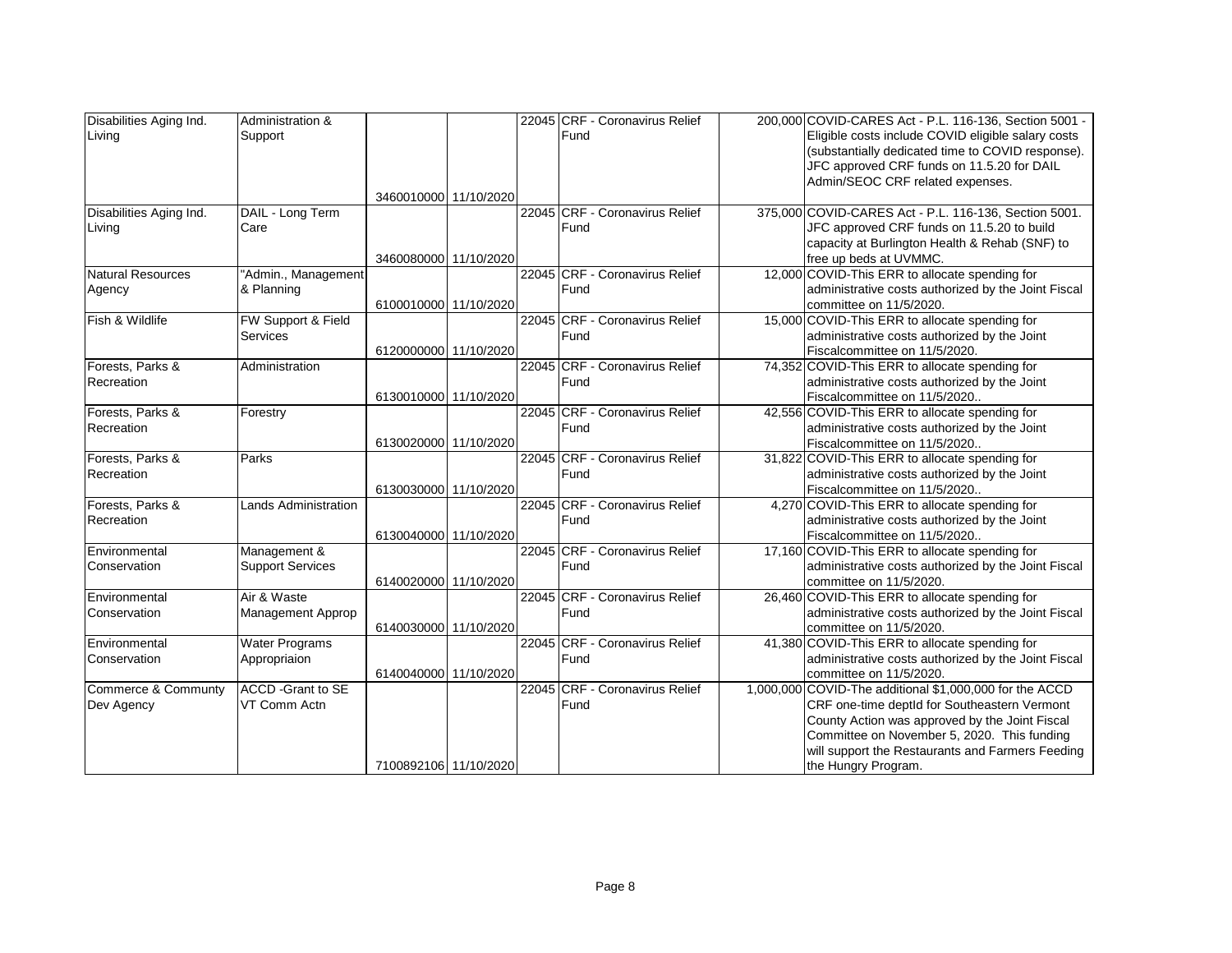| | | | | | | | |
|---|---|---|---|---|---|---|---|
| Disabilities Aging Ind. Living | Administration & Support | 3460010000 | 11/10/2020 | 22045 | CRF - Coronavirus Relief Fund | 200,000 | COVID-CARES Act - P.L. 116-136, Section 5001 - Eligible costs include COVID eligible salary costs (substantially dedicated time to COVID response). JFC approved CRF funds on 11.5.20 for DAIL Admin/SEOC CRF related expenses. |
| Disabilities Aging Ind. Living | DAIL - Long Term Care | 3460080000 | 11/10/2020 | 22045 | CRF - Coronavirus Relief Fund | 375,000 | COVID-CARES Act - P.L. 116-136, Section 5001. JFC approved CRF funds on 11.5.20 to build capacity at Burlington Health & Rehab (SNF) to free up beds at UVMMC. |
| Natural Resources Agency | "Admin., Management & Planning | 6100010000 | 11/10/2020 | 22045 | CRF - Coronavirus Relief Fund | 12,000 | COVID-This ERR to allocate spending for administrative costs authorized by the Joint Fiscal committee on 11/5/2020. |
| Fish & Wildlife | FW Support & Field Services | 6120000000 | 11/10/2020 | 22045 | CRF - Coronavirus Relief Fund | 15,000 | COVID-This ERR to allocate spending for administrative costs authorized by the Joint Fiscalcommittee on 11/5/2020. |
| Forests, Parks & Recreation | Administration | 6130010000 | 11/10/2020 | 22045 | CRF - Coronavirus Relief Fund | 74,352 | COVID-This ERR to allocate spending for administrative costs authorized by the Joint Fiscalcommittee on 11/5/2020.. |
| Forests, Parks & Recreation | Forestry | 6130020000 | 11/10/2020 | 22045 | CRF - Coronavirus Relief Fund | 42,556 | COVID-This ERR to allocate spending for administrative costs authorized by the Joint Fiscalcommittee on 11/5/2020.. |
| Forests, Parks & Recreation | Parks | 6130030000 | 11/10/2020 | 22045 | CRF - Coronavirus Relief Fund | 31,822 | COVID-This ERR to allocate spending for administrative costs authorized by the Joint Fiscalcommittee on 11/5/2020.. |
| Forests, Parks & Recreation | Lands Administration | 6130040000 | 11/10/2020 | 22045 | CRF - Coronavirus Relief Fund | 4,270 | COVID-This ERR to allocate spending for administrative costs authorized by the Joint Fiscalcommittee on 11/5/2020.. |
| Environmental Conservation | Management & Support Services | 6140020000 | 11/10/2020 | 22045 | CRF - Coronavirus Relief Fund | 17,160 | COVID-This ERR to allocate spending for administrative costs authorized by the Joint Fiscal committee on 11/5/2020. |
| Environmental Conservation | Air & Waste Management Approp | 6140030000 | 11/10/2020 | 22045 | CRF - Coronavirus Relief Fund | 26,460 | COVID-This ERR to allocate spending for administrative costs authorized by the Joint Fiscal committee on 11/5/2020. |
| Environmental Conservation | Water Programs Appropriaion | 6140040000 | 11/10/2020 | 22045 | CRF - Coronavirus Relief Fund | 41,380 | COVID-This ERR to allocate spending for administrative costs authorized by the Joint Fiscal committee on 11/5/2020. |
| Commerce & Communty Dev Agency | ACCD -Grant to SE VT Comm Actn | 7100892106 | 11/10/2020 | 22045 | CRF - Coronavirus Relief Fund | 1,000,000 | COVID-The additional $1,000,000 for the ACCD CRF one-time deptId for Southeastern Vermont County Action was approved by the Joint Fiscal Committee on November 5, 2020. This funding will support the Restaurants and Farmers Feeding the Hungry Program. |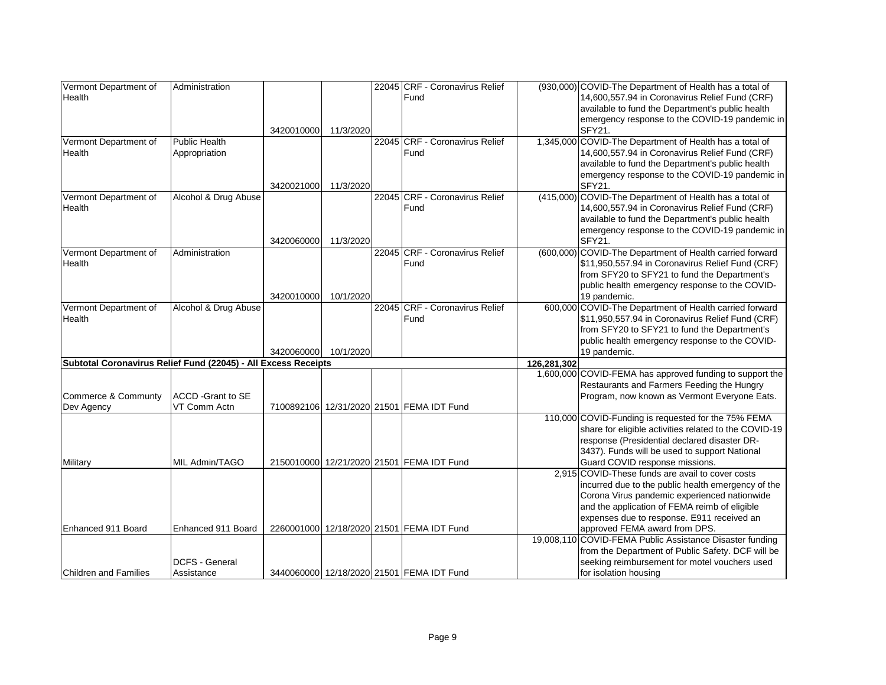| | | | | | | | |
|---|---|---|---|---|---|---|---|
| Vermont Department of Health | Administration | 3420010000 | 11/3/2020 | 22045 | CRF - Coronavirus Relief Fund | (930,000) | COVID-The Department of Health has a total of 14,600,557.94 in Coronavirus Relief Fund (CRF) available to fund the Department's public health emergency response to the COVID-19 pandemic in SFY21. |
| Vermont Department of Health | Public Health Appropriation | 3420021000 | 11/3/2020 | 22045 | CRF - Coronavirus Relief Fund | 1,345,000 | COVID-The Department of Health has a total of 14,600,557.94 in Coronavirus Relief Fund (CRF) available to fund the Department's public health emergency response to the COVID-19 pandemic in SFY21. |
| Vermont Department of Health | Alcohol & Drug Abuse | 3420060000 | 11/3/2020 | 22045 | CRF - Coronavirus Relief Fund | (415,000) | COVID-The Department of Health has a total of 14,600,557.94 in Coronavirus Relief Fund (CRF) available to fund the Department's public health emergency response to the COVID-19 pandemic in SFY21. |
| Vermont Department of Health | Administration | 3420010000 | 10/1/2020 | 22045 | CRF - Coronavirus Relief Fund | (600,000) | COVID-The Department of Health carried forward $11,950,557.94 in Coronavirus Relief Fund (CRF) from SFY20 to SFY21 to fund the Department's public health emergency response to the COVID-19 pandemic. |
| Vermont Department of Health | Alcohol & Drug Abuse | 3420060000 | 10/1/2020 | 22045 | CRF - Coronavirus Relief Fund | 600,000 | COVID-The Department of Health carried forward $11,950,557.94 in Coronavirus Relief Fund (CRF) from SFY20 to SFY21 to fund the Department's public health emergency response to the COVID-19 pandemic. |
| **Subtotal Coronavirus Relief Fund (22045) - All Excess Receipts** | | | | | | **126,281,302** | |
| Commerce & Communty Dev Agency | ACCD -Grant to SE VT Comm Actn | 7100892106 | 12/31/2020 | 21501 | FEMA IDT Fund | 1,600,000 | COVID-FEMA has approved funding to support the Restaurants and Farmers Feeding the Hungry Program, now known as Vermont Everyone Eats. |
| Military | MIL Admin/TAGO | 2150010000 | 12/21/2020 | 21501 | FEMA IDT Fund | 110,000 | COVID-Funding is requested for the 75% FEMA share for eligible activities related to the COVID-19 response (Presidential declared disaster DR-3437). Funds will be used to support National Guard COVID response missions. |
| Enhanced 911 Board | Enhanced 911 Board | 2260001000 | 12/18/2020 | 21501 | FEMA IDT Fund | 2,915 | COVID-These funds are avail to cover costs incurred due to the public health emergency of the Corona Virus pandemic experienced nationwide and the application of FEMA reimb of eligible expenses due to response. E911 received an approved FEMA award from DPS. |
| Children and Families | DCFS - General Assistance | 3440060000 | 12/18/2020 | 21501 | FEMA IDT Fund | 19,008,110 | COVID-FEMA Public Assistance Disaster funding from the Department of Public Safety. DCF will be seeking reimbursement for motel vouchers used for isolation housing |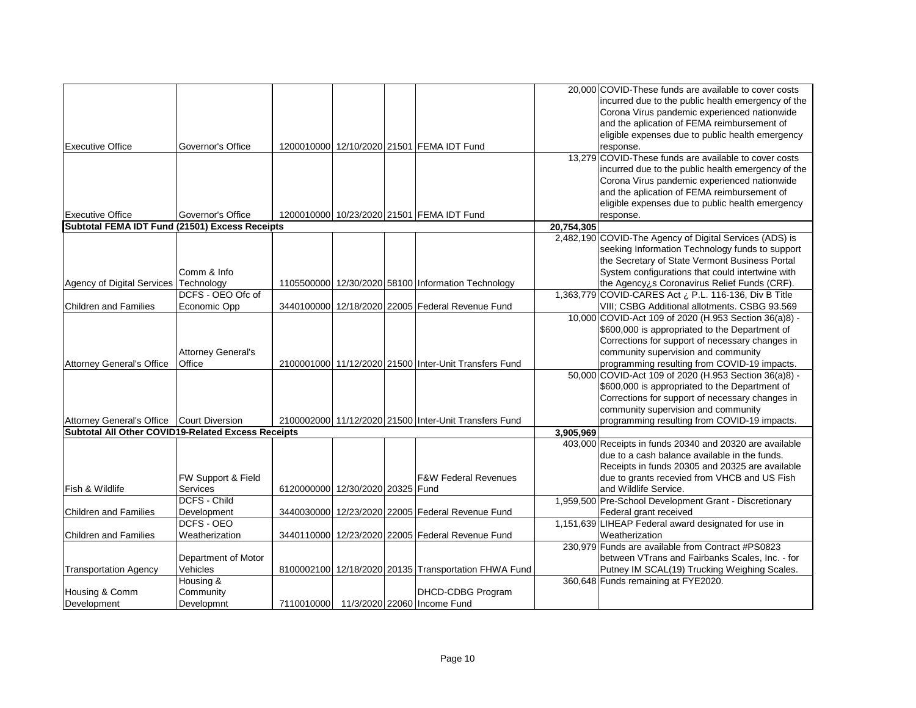| | | | | | | | |
|---|---|---|---|---|---|---|---|
| Executive Office | Governor's Office | 1200010000 | 12/10/2020 | 21501 | FEMA IDT Fund | 20,000 | COVID-These funds are available to cover costs incurred due to the public health emergency of the Corona Virus pandemic experienced nationwide and the aplication of FEMA reimbursement of eligible expenses due to public health emergency response. |
| Executive Office | Governor's Office | 1200010000 | 10/23/2020 | 21501 | FEMA IDT Fund | 13,279 | COVID-These funds are available to cover costs incurred due to the public health emergency of the Corona Virus pandemic experienced nationwide and the aplication of FEMA reimbursement of eligible expenses due to public health emergency response. |
| **Subtotal FEMA IDT Fund (21501) Excess Receipts** | | | | | | **20,754,305** | |
| Agency of Digital Services | Comm & Info Technology | 1105500000 | 12/30/2020 | 58100 | Information Technology | 2,482,190 | COVID-The Agency of Digital Services (ADS) is seeking Information Technology funds to support the Secretary of State Vermont Business Portal System configurations that could intertwine with the Agency¿s Coronavirus Relief Funds (CRF). |
| Children and Families | DCFS - OEO Ofc of Economic Opp | 3440100000 | 12/18/2020 | 22005 | Federal Revenue Fund | 1,363,779 | COVID-CARES Act ¿ P.L. 116-136, Div B Title VIII; CSBG Additional allotments. CSBG 93.569 |
| Attorney General's Office | Attorney General's Office | 2100001000 | 11/12/2020 | 21500 | Inter-Unit Transfers Fund | 10,000 | COVID-Act 109 of 2020 (H.953 Section 36(a)8) - $600,000 is appropriated to the Department of Corrections for support of necessary changes in community supervision and community programming resulting from COVID-19 impacts. |
| Attorney General's Office | Court Diversion | 2100002000 | 11/12/2020 | 21500 | Inter-Unit Transfers Fund | 50,000 | COVID-Act 109 of 2020 (H.953 Section 36(a)8) - $600,000 is appropriated to the Department of Corrections for support of necessary changes in community supervision and community programming resulting from COVID-19 impacts. |
| **Subtotal All Other COVID19-Related Excess Receipts** | | | | | | **3,905,969** | |
| Fish & Wildlife | FW Support & Field Services | 6120000000 | 12/30/2020 | 20325 | F&W Federal Revenues Fund | 403,000 | Receipts in funds 20340 and 20320 are available due to a cash balance available in the funds. Receipts in funds 20305 and 20325 are available due to grants recevied from VHCB and US Fish and Wildlife Service. |
| Children and Families | DCFS - Child Development | 3440030000 | 12/23/2020 | 22005 | Federal Revenue Fund | 1,959,500 | Pre-School Development Grant - Discretionary Federal grant received |
| Children and Families | DCFS - OEO Weatherization | 3440110000 | 12/23/2020 | 22005 | Federal Revenue Fund | 1,151,639 | LIHEAP Federal award designated for use in Weatherization |
| Transportation Agency | Department of Motor Vehicles | 8100002100 | 12/18/2020 | 20135 | Transportation FHWA Fund | 230,979 | Funds are available from Contract #PS0823 between VTrans and Fairbanks Scales, Inc. - for Putney IM SCAL(19) Trucking Weighing Scales. |
| Housing & Comm Development | Housing & Community Developmnt | 7110010000 | 11/3/2020 | 22060 | DHCD-CDBG Program Income Fund | 360,648 | Funds remaining at FYE2020. |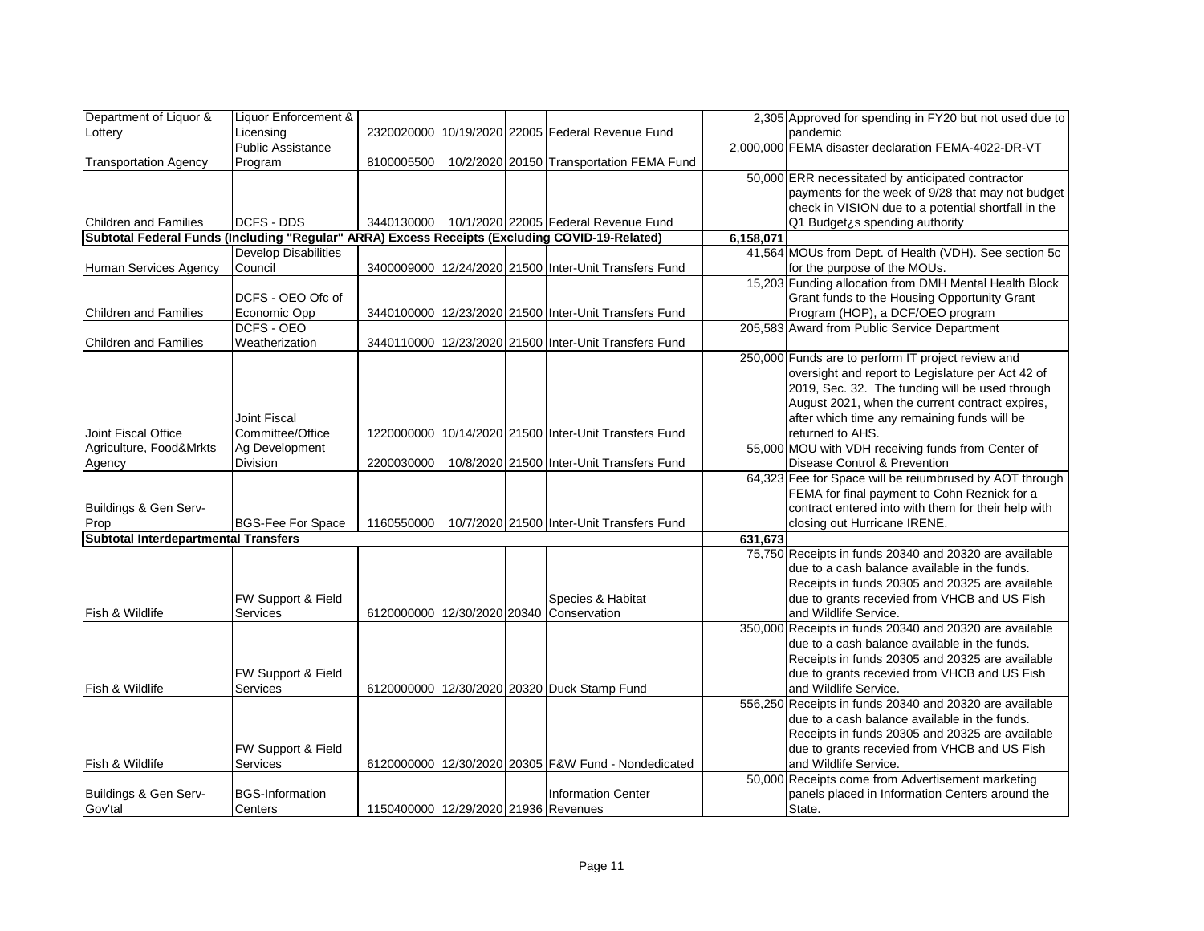| | | | | | | | |
|---|---|---|---|---|---|---|---|
| Department of Liquor & Lottery | Liquor Enforcement & Licensing | 2320020000 | 10/19/2020 | 22005 | Federal Revenue Fund | 2,305 | Approved for spending in FY20 but not used due to pandemic |
| Transportation Agency | Public Assistance Program | 8100005500 | 10/2/2020 | 20150 | Transportation FEMA Fund | 2,000,000 | FEMA disaster declaration FEMA-4022-DR-VT |
| Children and Families | DCFS - DDS | 3440130000 | 10/1/2020 | 22005 | Federal Revenue Fund | 50,000 | ERR necessitated by anticipated contractor payments for the week of 9/28 that may not budget check in VISION due to a potential shortfall in the Q1 Budget¿s spending authority |
| **Subtotal Federal Funds (Including "Regular" ARRA) Excess Receipts (Excluding COVID-19-Related)** | | | | | | **6,158,071** | |
| Human Services Agency | Develop Disabilities Council | 3400009000 | 12/24/2020 | 21500 | Inter-Unit Transfers Fund | 41,564 | MOUs from Dept. of Health (VDH). See section 5c for the purpose of the MOUs. |
| Children and Families | DCFS - OEO Ofc of Economic Opp | 3440100000 | 12/23/2020 | 21500 | Inter-Unit Transfers Fund | 15,203 | Funding allocation from DMH Mental Health Block Grant funds to the Housing Opportunity Grant Program (HOP), a DCF/OEO program |
| Children and Families | DCFS - OEO Weatherization | 3440110000 | 12/23/2020 | 21500 | Inter-Unit Transfers Fund | 205,583 | Award from Public Service Department |
| Joint Fiscal Office | Joint Fiscal Committee/Office | 1220000000 | 10/14/2020 | 21500 | Inter-Unit Transfers Fund | 250,000 | Funds are to perform IT project review and oversight and report to Legislature per Act 42 of 2019, Sec. 32. The funding will be used through August 2021, when the current contract expires, after which time any remaining funds will be returned to AHS. |
| Agriculture, Food&Mrkts Agency | Ag Development Division | 2200030000 | 10/8/2020 | 21500 | Inter-Unit Transfers Fund | 55,000 | MOU with VDH receiving funds from Center of Disease Control & Prevention |
| Buildings & Gen Serv-Prop | BGS-Fee For Space | 1160550000 | 10/7/2020 | 21500 | Inter-Unit Transfers Fund | 64,323 | Fee for Space will be reiumbrused by AOT through FEMA for final payment to Cohn Reznick for a contract entered into with them for their help with closing out Hurricane IRENE. |
| **Subtotal Interdepartmental Transfers** | | | | | | **631,673** | |
| Fish & Wildlife | FW Support & Field Services | 6120000000 | 12/30/2020 | 20340 | Species & Habitat Conservation | 75,750 | Receipts in funds 20340 and 20320 are available due to a cash balance available in the funds. Receipts in funds 20305 and 20325 are available due to grants recevied from VHCB and US Fish and Wildlife Service. |
| Fish & Wildlife | FW Support & Field Services | 6120000000 | 12/30/2020 | 20320 | Duck Stamp Fund | 350,000 | Receipts in funds 20340 and 20320 are available due to a cash balance available in the funds. Receipts in funds 20305 and 20325 are available due to grants recevied from VHCB and US Fish and Wildlife Service. |
| Fish & Wildlife | FW Support & Field Services | 6120000000 | 12/30/2020 | 20305 | F&W Fund - Nondedicated | 556,250 | Receipts in funds 20340 and 20320 are available due to a cash balance available in the funds. Receipts in funds 20305 and 20325 are available due to grants recevied from VHCB and US Fish and Wildlife Service. |
| Buildings & Gen Serv-Gov'tal | BGS-Information Centers | 1150400000 | 12/29/2020 | 21936 | Information Center Revenues | 50,000 | Receipts come from Advertisement marketing panels placed in Information Centers around the State. |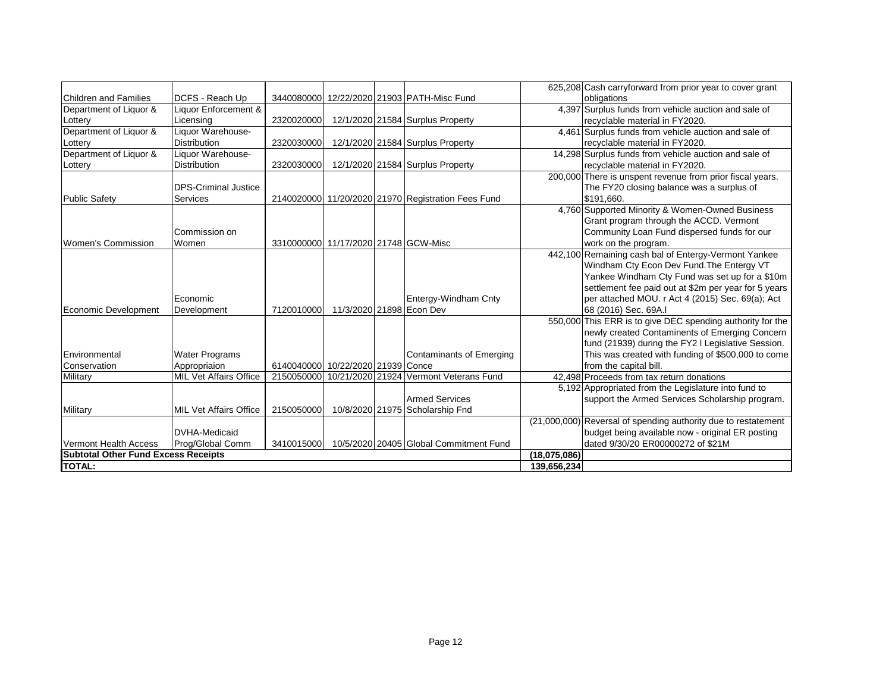| | | | | | | | |
|---|---|---|---|---|---|---|---|
| Children and Families | DCFS - Reach Up | 3440080000 | 12/22/2020 | 21903 | PATH-Misc Fund | 625,208 | Cash carryforward from prior year to cover grant obligations |
| Department of Liquor & Lottery | Liquor Enforcement & Licensing | 2320020000 | 12/1/2020 | 21584 | Surplus Property | 4,397 | Surplus funds from vehicle auction and sale of recyclable material in FY2020. |
| Department of Liquor & Lottery | Liquor Warehouse-Distribution | 2320030000 | 12/1/2020 | 21584 | Surplus Property | 4,461 | Surplus funds from vehicle auction and sale of recyclable material in FY2020. |
| Department of Liquor & Lottery | Liquor Warehouse-Distribution | 2320030000 | 12/1/2020 | 21584 | Surplus Property | 14,298 | Surplus funds from vehicle auction and sale of recyclable material in FY2020. |
| Public Safety | DPS-Criminal Justice Services | 2140020000 | 11/20/2020 | 21970 | Registration Fees Fund | 200,000 | There is unspent revenue from prior fiscal years. The FY20 closing balance was a surplus of $191,660. |
| Women's Commission | Commission on Women | 3310000000 | 11/17/2020 | 21748 | GCW-Misc | 4,760 | Supported Minority & Women-Owned Business Grant program through the ACCD. Vermont Community Loan Fund dispersed funds for our work on the program. |
| Economic Development | Economic Development | 7120010000 | 11/3/2020 | 21898 | Entergy-Windham Cnty Econ Dev | 442,100 | Remaining cash bal of Entergy-Vermont Yankee Windham Cty Econ Dev Fund.The Entergy VT Yankee Windham Cty Fund was set up for a $10m settlement fee paid out at $2m per year for 5 years per attached MOU. r Act 4 (2015) Sec. 69(a); Act 68 (2016) Sec. 69A.l |
| Environmental Conservation | Water Programs Appropriaion | 6140040000 | 10/22/2020 | 21939 | Contaminants of Emerging Conce | 550,000 | This ERR is to give DEC spending authority for the newly created Contaminents of Emerging Concern fund (21939) during the FY2 l Legislative Session. This was created with funding of $500,000 to come from the capital bill. |
| Military | MIL Vet Affairs Office | 2150050000 | 10/21/2020 | 21924 | Vermont Veterans Fund | 42,498 | Proceeds from tax return donations |
| Military | MIL Vet Affairs Office | 2150050000 | 10/8/2020 | 21975 | Armed Services Scholarship Fnd | 5,192 | Appropriated from the Legislature into fund to support the Armed Services Scholarship program. |
| Vermont Health Access | DVHA-Medicaid Prog/Global Comm | 3410015000 | 10/5/2020 | 20405 | Global Commitment Fund | (21,000,000) | Reversal of spending authority due to restatement budget being available now - original ER posting dated 9/30/20 ER00000272 of $21M |
| **Subtotal Other Fund Excess Receipts** | | | | | | **(18,075,086)** | |
| **TOTAL:** | | | | | | **139,656,234** | |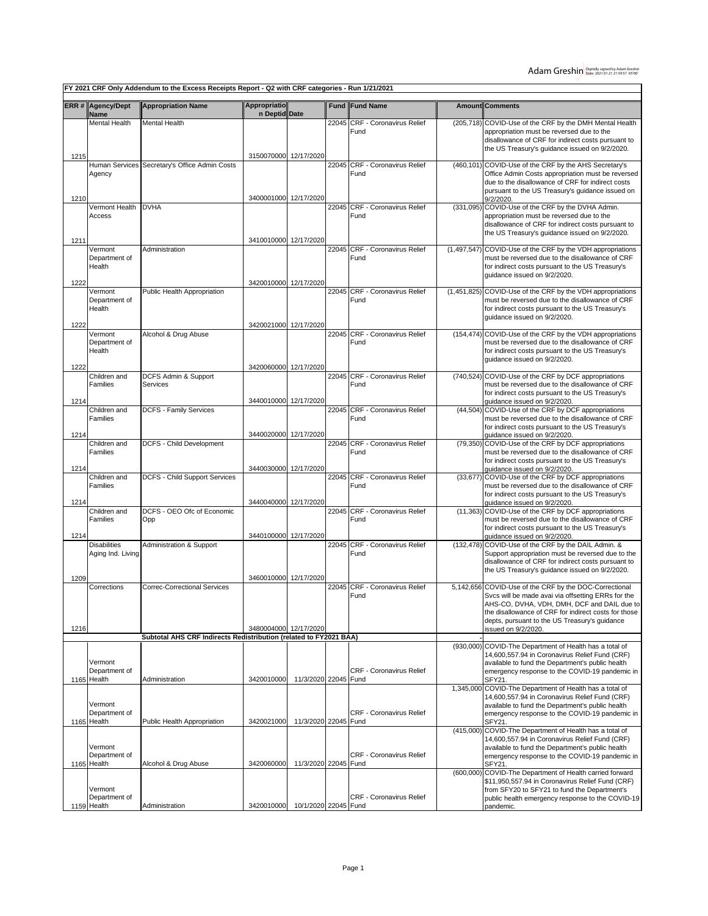Adam Greshin Digitally signed by Adam Greshin Date: 2021.01.21 21:59:57 -05'00'

**FY 2021 CRF Only Addendum to the Excess Receipts Report - Q2 with CRF categories - Run 1/21/2021**

| ERR # | Agency/Dept Name | Appropriation Name | Appropriation Deptid | Date | Fund | Fund Name | Amount | Comments |
|---|---|---|---|---|---|---|---|---|
| 1215 | Mental Health | Mental Health | 3150070000 | 12/17/2020 | 22045 | CRF - Coronavirus Relief Fund | (205,718) | COVID-Use of the CRF by the DMH Mental Health appropriation must be reversed due to the disallowance of CRF for indirect costs pursuant to the US Treasury's guidance issued on 9/2/2020. |
| 1210 | Human Services Agency | Secretary's Office Admin Costs | 3400001000 | 12/17/2020 | 22045 | CRF - Coronavirus Relief Fund | (460,101) | COVID-Use of the CRF by the AHS Secretary's Office Admin Costs appropriation must be reversed due to the disallowance of CRF for indirect costs pursuant to the US Treasury's guidance issued on 9/2/2020. |
| 1211 | Vermont Health Access | DVHA | 3410010000 | 12/17/2020 | 22045 | CRF - Coronavirus Relief Fund | (331,095) | COVID-Use of the CRF by the DVHA Admin. appropriation must be reversed due to the disallowance of CRF for indirect costs pursuant to the US Treasury's guidance issued on 9/2/2020. |
| 1222 | Vermont Department of Health | Administration | 3420010000 | 12/17/2020 | 22045 | CRF - Coronavirus Relief Fund | (1,497,547) | COVID-Use of the CRF by the VDH appropriations must be reversed due to the disallowance of CRF for indirect costs pursuant to the US Treasury's guidance issued on 9/2/2020. |
| 1222 | Vermont Department of Health | Public Health Appropriation | 3420021000 | 12/17/2020 | 22045 | CRF - Coronavirus Relief Fund | (1,451,825) | COVID-Use of the CRF by the VDH appropriations must be reversed due to the disallowance of CRF for indirect costs pursuant to the US Treasury's guidance issued on 9/2/2020. |
| 1222 | Vermont Department of Health | Alcohol & Drug Abuse | 3420060000 | 12/17/2020 | 22045 | CRF - Coronavirus Relief Fund | (154,474) | COVID-Use of the CRF by the VDH appropriations must be reversed due to the disallowance of CRF for indirect costs pursuant to the US Treasury's guidance issued on 9/2/2020. |
| 1214 | Children and Families | DCFS Admin & Support Services | 3440010000 | 12/17/2020 | 22045 | CRF - Coronavirus Relief Fund | (740,524) | COVID-Use of the CRF by DCF appropriations must be reversed due to the disallowance of CRF for indirect costs pursuant to the US Treasury's guidance issued on 9/2/2020. |
| 1214 | Children and Families | DCFS - Family Services | 3440020000 | 12/17/2020 | 22045 | CRF - Coronavirus Relief Fund | (44,504) | COVID-Use of the CRF by DCF appropriations must be reversed due to the disallowance of CRF for indirect costs pursuant to the US Treasury's guidance issued on 9/2/2020. |
| 1214 | Children and Families | DCFS - Child Development | 3440030000 | 12/17/2020 | 22045 | CRF - Coronavirus Relief Fund | (79,350) | COVID-Use of the CRF by DCF appropriations must be reversed due to the disallowance of CRF for indirect costs pursuant to the US Treasury's guidance issued on 9/2/2020. |
| 1214 | Children and Families | DCFS - Child Support Services | 3440040000 | 12/17/2020 | 22045 | CRF - Coronavirus Relief Fund | (33,677) | COVID-Use of the CRF by DCF appropriations must be reversed due to the disallowance of CRF for indirect costs pursuant to the US Treasury's guidance issued on 9/2/2020. |
| 1214 | Children and Families | DCFS - OEO Ofc of Economic Opp | 3440100000 | 12/17/2020 | 22045 | CRF - Coronavirus Relief Fund | (11,363) | COVID-Use of the CRF by DCF appropriations must be reversed due to the disallowance of CRF for indirect costs pursuant to the US Treasury's guidance issued on 9/2/2020. |
| 1209 | Disabilities Aging Ind. Living | Administration & Support | 3460010000 | 12/17/2020 | 22045 | CRF - Coronavirus Relief Fund | (132,478) | COVID-Use of the CRF by the DAIL Admin. & Support appropriation must be reversed due to the disallowance of CRF for indirect costs pursuant to the US Treasury's guidance issued on 9/2/2020. |
| 1216 | Corrections | Correc-Correctional Services | 3480004000 | 12/17/2020 | 22045 | CRF - Coronavirus Relief Fund | 5,142,656 | COVID-Use of the CRF by the DOC-Correctional Svcs will be made avai via offsetting ERRs for the AHS-CO, DVHA, VDH, DMH, DCF and DAIL due to the disallowance of CRF for indirect costs for those depts, pursuant to the US Treasury's guidance issued on 9/2/2020. |
| | | Subtotal AHS CRF Indirects Redistribution (related to FY2021 BAA) | | | | | - | |
| 1165 | Vermont Department of Health | Administration | 3420010000 | 11/3/2020 | 22045 | CRF - Coronavirus Relief Fund | (930,000) | COVID-The Department of Health has a total of 14,600,557.94 in Coronavirus Relief Fund (CRF) available to fund the Department's public health emergency response to the COVID-19 pandemic in SFY21. |
| 1165 | Vermont Department of Health | Public Health Appropriation | 3420021000 | 11/3/2020 | 22045 | CRF - Coronavirus Relief Fund | 1,345,000 | COVID-The Department of Health has a total of 14,600,557.94 in Coronavirus Relief Fund (CRF) available to fund the Department's public health emergency response to the COVID-19 pandemic in SFY21. |
| 1165 | Vermont Department of Health | Alcohol & Drug Abuse | 3420060000 | 11/3/2020 | 22045 | CRF - Coronavirus Relief Fund | (415,000) | COVID-The Department of Health has a total of 14,600,557.94 in Coronavirus Relief Fund (CRF) available to fund the Department's public health emergency response to the COVID-19 pandemic in SFY21. |
| 1159 | Vermont Department of Health | Administration | 3420010000 | 10/1/2020 | 22045 | CRF - Coronavirus Relief Fund | (600,000) | COVID-The Department of Health carried forward $11,950,557.94 in Coronavirus Relief Fund (CRF) from SFY20 to SFY21 to fund the Department's public health emergency response to the COVID-19 pandemic. |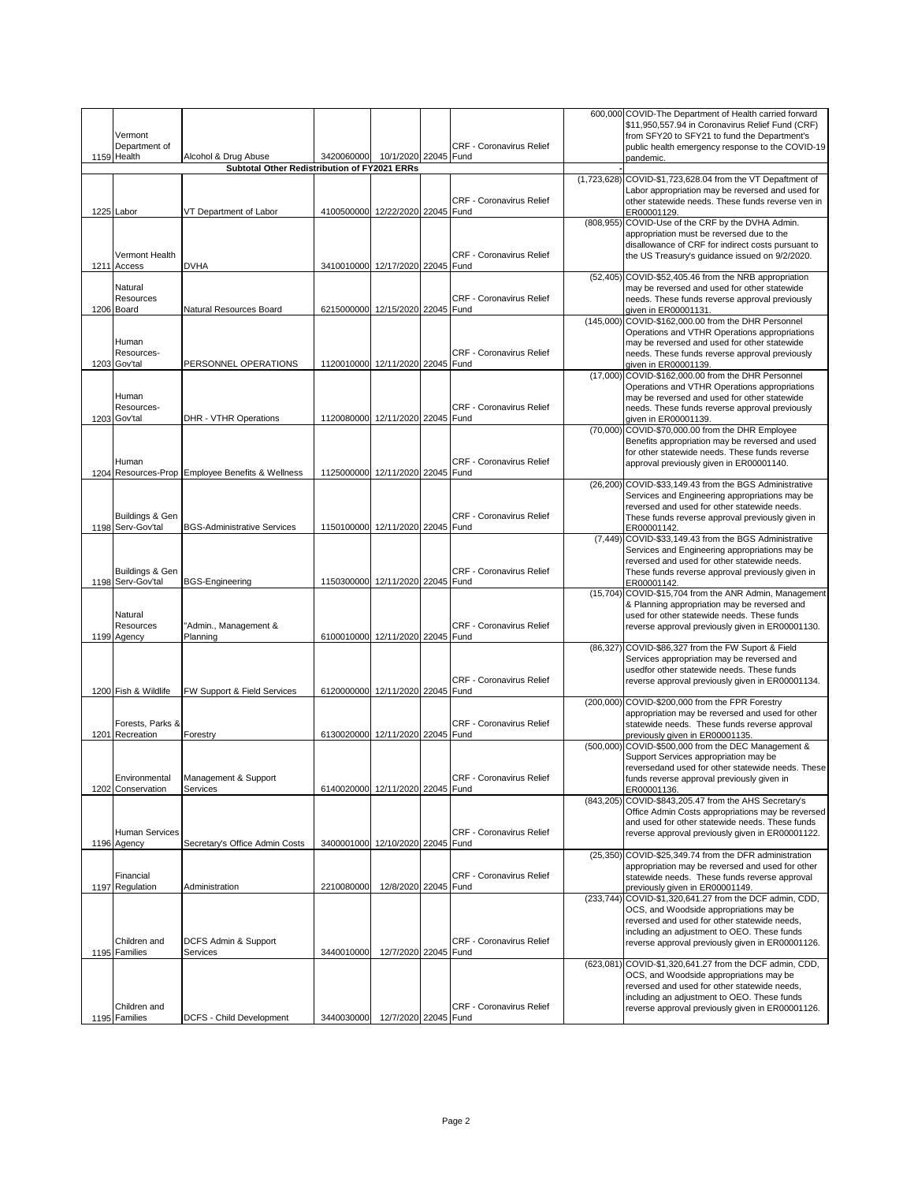| | | | | | | | | | |
|---|---|---|---|---|---|---|---|---|---|
| 1159 | Vermont Department of Health | Alcohol & Drug Abuse | 3420060000 | 10/1/2020 | 22045 | CRF - Coronavirus Relief Fund | | 600,000 | COVID-The Department of Health carried forward $11,950,557.94 in Coronavirus Relief Fund (CRF) from SFY20 to SFY21 to fund the Department's public health emergency response to the COVID-19 pandemic. |
| | | **Subtotal Other Redistribution of FY2021 ERRs** | | | | | | - | |
| 1225 | Labor | VT Department of Labor | 4100500000 | 12/22/2020 | 22045 | CRF - Coronavirus Relief Fund | | (1,723,628) | COVID-$1,723,628.04 from the VT Depaftment of Labor appropriation may be reversed and used for other statewide needs. These funds reverse ven in ER00001129. |
| 1211 | Vermont Health Access | DVHA | 3410010000 | 12/17/2020 | 22045 | CRF - Coronavirus Relief Fund | | (808,955) | COVID-Use of the CRF by the DVHA Admin. appropriation must be reversed due to the disallowance of CRF for indirect costs pursuant to the US Treasury's guidance issued on 9/2/2020. |
| 1206 | Natural Resources Board | Natural Resources Board | 6215000000 | 12/15/2020 | 22045 | CRF - Coronavirus Relief Fund | | (52,405) | COVID-$52,405.46 from the NRB appropriation may be reversed and used for other statewide needs. These funds reverse approval previously given in ER00001131. |
| 1203 | Human Resources-Gov'tal | PERSONNEL OPERATIONS | 1120010000 | 12/11/2020 | 22045 | CRF - Coronavirus Relief Fund | | (145,000) | COVID-$162,000.00 from the DHR Personnel Operations and VTHR Operations appropriations may be reversed and used for other statewide needs. These funds reverse approval previously given in ER00001139. |
| 1203 | Human Resources-Gov'tal | DHR - VTHR Operations | 1120080000 | 12/11/2020 | 22045 | CRF - Coronavirus Relief Fund | | (17,000) | COVID-$162,000.00 from the DHR Personnel Operations and VTHR Operations appropriations may be reversed and used for other statewide needs. These funds reverse approval previously given in ER00001139. |
| 1204 | Human Resources-Prop | Employee Benefits & Wellness | 1125000000 | 12/11/2020 | 22045 | CRF - Coronavirus Relief Fund | | (70,000) | COVID-$70,000.00 from the DHR Employee Benefits appropriation may be reversed and used for other statewide needs. These funds reverse approval previously given in ER00001140. |
| 1198 | Buildings & Gen Serv-Gov'tal | BGS-Administrative Services | 1150100000 | 12/11/2020 | 22045 | CRF - Coronavirus Relief Fund | | (26,200) | COVID-$33,149.43 from the BGS Administrative Services and Engineering appropriations may be reversed and used for other statewide needs. These funds reverse approval previously given in ER00001142. |
| 1198 | Buildings & Gen Serv-Gov'tal | BGS-Engineering | 1150300000 | 12/11/2020 | 22045 | CRF - Coronavirus Relief Fund | | (7,449) | COVID-$33,149.43 from the BGS Administrative Services and Engineering appropriations may be reversed and used for other statewide needs. These funds reverse approval previously given in ER00001142. |
| 1199 | Natural Resources Agency | "Admin., Management & Planning | 6100010000 | 12/11/2020 | 22045 | CRF - Coronavirus Relief Fund | | (15,704) | COVID-$15,704 from the ANR Admin, Management & Planning appropriation may be reversed and used for other statewide needs. These funds reverse approval previously given in ER00001130. |
| 1200 | Fish & Wildlife | FW Support & Field Services | 6120000000 | 12/11/2020 | 22045 | CRF - Coronavirus Relief Fund | | (86,327) | COVID-$86,327 from the FW Suport & Field Services appropriation may be reversed and usedfor other statewide needs. These funds reverse approval previously given in ER00001134. |
| 1201 | Forests, Parks & Recreation | Forestry | 6130020000 | 12/11/2020 | 22045 | CRF - Coronavirus Relief Fund | | (200,000) | COVID-$200,000 from the FPR Forestry appropriation may be reversed and used for other statewide needs. These funds reverse approval previously given in ER00001135. |
| 1202 | Environmental Conservation | Management & Support Services | 6140020000 | 12/11/2020 | 22045 | CRF - Coronavirus Relief Fund | | (500,000) | COVID-$500,000 from the DEC Management & Support Services appropriation may be reversedand used for other statewide needs. These funds reverse approval previously given in ER00001136. |
| 1196 | Human Services Agency | Secretary's Office Admin Costs | 3400001000 | 12/10/2020 | 22045 | CRF - Coronavirus Relief Fund | | (843,205) | COVID-$843,205.47 from the AHS Secretary's Office Admin Costs appropriations may be reversed and used for other statewide needs. These funds reverse approval previously given in ER00001122. |
| 1197 | Financial Regulation | Administration | 2210080000 | 12/8/2020 | 22045 | CRF - Coronavirus Relief Fund | | (25,350) | COVID-$25,349.74 from the DFR administration appropriation may be reversed and used for other statewide needs. These funds reverse approval previously given in ER00001149. |
| 1195 | Children and Families | DCFS Admin & Support Services | 3440010000 | 12/7/2020 | 22045 | CRF - Coronavirus Relief Fund | | (233,744) | COVID-$1,320,641.27 from the DCF admin, CDD, OCS, and Woodside appropriations may be reversed and used for other statewide needs, including an adjustment to OEO. These funds reverse approval previously given in ER00001126. |
| 1195 | Children and Families | DCFS - Child Development | 3440030000 | 12/7/2020 | 22045 | CRF - Coronavirus Relief Fund | | (623,081) | COVID-$1,320,641.27 from the DCF admin, CDD, OCS, and Woodside appropriations may be reversed and used for other statewide needs, including an adjustment to OEO. These funds reverse approval previously given in ER00001126. |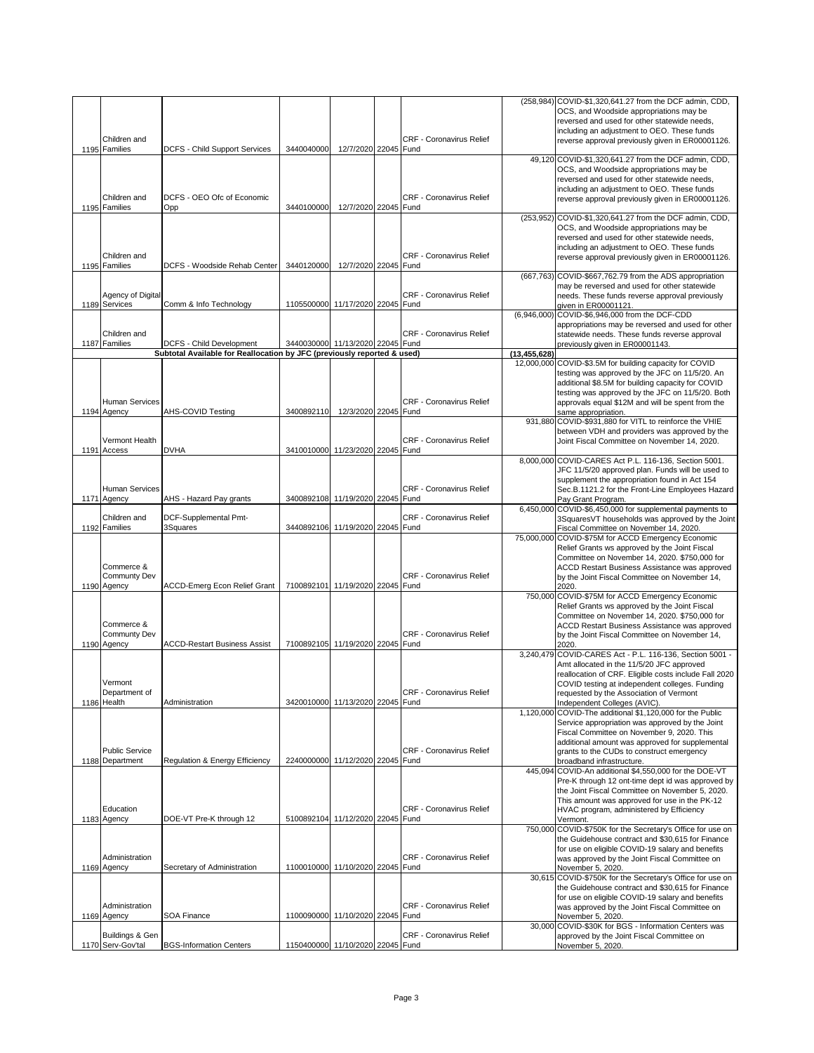| | | | | | | | | |
|---|---|---|---|---|---|---|---|---|
| 1195 | Children and Families | DCFS - Child Support Services | 3440040000 | 12/7/2020 | 22045 | CRF - Coronavirus Relief Fund | (258,984) | COVID-$1,320,641.27 from the DCF admin, CDD, OCS, and Woodside appropriations may be reversed and used for other statewide needs, including an adjustment to OEO. These funds reverse approval previously given in ER00001126. |
| 1195 | Children and Families | DCFS - OEO Ofc of Economic Opp | 3440100000 | 12/7/2020 | 22045 | CRF - Coronavirus Relief Fund | 49,120 | COVID-$1,320,641.27 from the DCF admin, CDD, OCS, and Woodside appropriations may be reversed and used for other statewide needs, including an adjustment to OEO. These funds reverse approval previously given in ER00001126. |
| 1195 | Children and Families | DCFS - Woodside Rehab Center | 3440120000 | 12/7/2020 | 22045 | CRF - Coronavirus Relief Fund | (253,952) | COVID-$1,320,641.27 from the DCF admin, CDD, OCS, and Woodside appropriations may be reversed and used for other statewide needs, including an adjustment to OEO. These funds reverse approval previously given in ER00001126. |
| 1189 | Agency of Digital Services | Comm & Info Technology | 1105500000 | 11/17/2020 | 22045 | CRF - Coronavirus Relief Fund | (667,763) | COVID-$667,762.79 from the ADS appropriation may be reversed and used for other statewide needs. These funds reverse approval previously given in ER00001121. |
| 1187 | Children and Families | DCFS - Child Development | 3440030000 | 11/13/2020 | 22045 | CRF - Coronavirus Relief Fund | (6,946,000) | COVID-$6,946,000 from the DCF-CDD appropriations may be reversed and used for other statewide needs. These funds reverse approval previously given in ER00001143. |
| | **Subtotal Available for Reallocation by JFC (previously reported & used)** | | | | | | **(13,455,628)** | |
| 1194 | Human Services Agency | AHS-COVID Testing | 3400892110 | 12/3/2020 | 22045 | CRF - Coronavirus Relief Fund | 12,000,000 | COVID-$3.5M for building capacity for COVID testing was approved by the JFC on 11/5/20. An additional $8.5M for building capacity for COVID testing was approved by the JFC on 11/5/20. Both approvals equal $12M and will be spent from the same appropriation. |
| 1191 | Vermont Health Access | DVHA | 3410010000 | 11/23/2020 | 22045 | CRF - Coronavirus Relief Fund | 931,880 | COVID-$931,880 for VITL to reinforce the VHIE between VDH and providers was approved by the Joint Fiscal Committee on November 14, 2020. |
| 1171 | Human Services Agency | AHS - Hazard Pay grants | 3400892108 | 11/19/2020 | 22045 | CRF - Coronavirus Relief Fund | 8,000,000 | COVID-CARES Act P.L. 116-136, Section 5001. JFC 11/5/20 approved plan. Funds will be used to supplement the appropriation found in Act 154 Sec.B.1121.2 for the Front-Line Employees Hazard Pay Grant Program. |
| 1192 | Children and Families | DCF-Supplemental Pmt-3Squares | 3440892106 | 11/19/2020 | 22045 | CRF - Coronavirus Relief Fund | 6,450,000 | COVID-$6,450,000 for supplemental payments to 3SquaresVT households was approved by the Joint Fiscal Committee on November 14, 2020. |
| 1190 | Commerce & Communty Dev Agency | ACCD-Emerg Econ Relief Grant | 7100892101 | 11/19/2020 | 22045 | CRF - Coronavirus Relief Fund | 75,000,000 | COVID-$75M for ACCD Emergency Economic Relief Grants ws approved by the Joint Fiscal Committee on November 14, 2020. $750,000 for ACCD Restart Business Assistance was approved by the Joint Fiscal Committee on November 14, 2020. |
| 1190 | Commerce & Communty Dev Agency | ACCD-Restart Business Assist | 7100892105 | 11/19/2020 | 22045 | CRF - Coronavirus Relief Fund | 750,000 | COVID-$75M for ACCD Emergency Economic Relief Grants ws approved by the Joint Fiscal Committee on November 14, 2020. $750,000 for ACCD Restart Business Assistance was approved by the Joint Fiscal Committee on November 14, 2020. |
| 1186 | Vermont Department of Health | Administration | 3420010000 | 11/13/2020 | 22045 | CRF - Coronavirus Relief Fund | 3,240,479 | COVID-CARES Act - P.L. 116-136, Section 5001 - Amt allocated in the 11/5/20 JFC approved reallocation of CRF. Eligible costs include Fall 2020 COVID testing at independent colleges. Funding requested by the Association of Vermont Independent Colleges (AVIC). |
| 1188 | Public Service Department | Regulation & Energy Efficiency | 2240000000 | 11/12/2020 | 22045 | CRF - Coronavirus Relief Fund | 1,120,000 | COVID-The additional $1,120,000 for the Public Service appropriation was approved by the Joint Fiscal Committee on November 9, 2020. This additional amount was approved for supplemental grants to the CUDs to construct emergency broadband infrastructure. |
| 1183 | Education Agency | DOE-VT Pre-K through 12 | 5100892104 | 11/12/2020 | 22045 | CRF - Coronavirus Relief Fund | 445,094 | COVID-An additional $4,550,000 for the DOE-VT Pre-K through 12 ont-time dept id was approved by the Joint Fiscal Committee on November 5, 2020. This amount was approved for use in the PK-12 HVAC program, administered by Efficiency Vermont. |
| 1169 | Administration Agency | Secretary of Administration | 1100010000 | 11/10/2020 | 22045 | CRF - Coronavirus Relief Fund | 750,000 | COVID-$750K for the Secretary's Office for use on the Guidehouse contract and $30,615 for Finance for use on eligible COVID-19 salary and benefits was approved by the Joint Fiscal Committee on November 5, 2020. |
| 1169 | Administration Agency | SOA Finance | 1100090000 | 11/10/2020 | 22045 | CRF - Coronavirus Relief Fund | 30,615 | COVID-$750K for the Secretary's Office for use on the Guidehouse contract and $30,615 for Finance for use on eligible COVID-19 salary and benefits was approved by the Joint Fiscal Committee on November 5, 2020. |
| 1170 | Buildings & Gen Serv-Gov'tal | BGS-Information Centers | 1150400000 | 11/10/2020 | 22045 | CRF - Coronavirus Relief Fund | 30,000 | COVID-$30K for BGS - Information Centers was approved by the Joint Fiscal Committee on November 5, 2020. |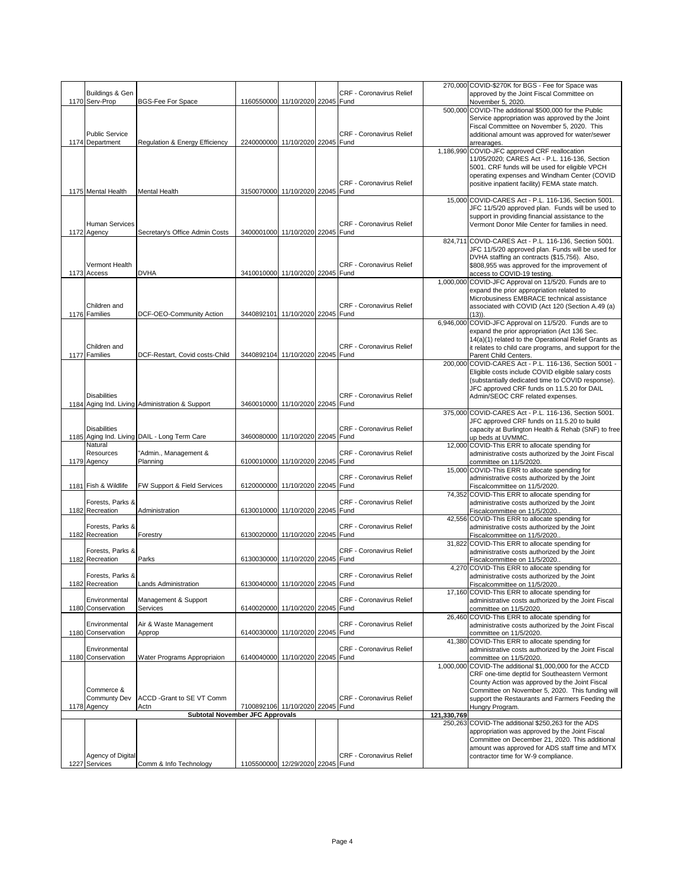| | | | | | | | | |
|---|---|---|---|---|---|---|---|---|
| 1170 | Buildings & Gen Serv-Prop | BGS-Fee For Space | 1160550000 | 11/10/2020 | 22045 | CRF - Coronavirus Relief Fund | 270,000 | COVID-$270K for BGS - Fee for Space was approved by the Joint Fiscal Committee on November 5, 2020. |
| 1174 | Public Service Department | Regulation & Energy Efficiency | 2240000000 | 11/10/2020 | 22045 | CRF - Coronavirus Relief Fund | 500,000 | COVID-The additional $500,000 for the Public Service appropriation was approved by the Joint Fiscal Committee on November 5, 2020. This additional amount was approved for water/sewer arrearages. |
| 1175 | Mental Health | Mental Health | 3150070000 | 11/10/2020 | 22045 | CRF - Coronavirus Relief Fund | 1,186,990 | COVID-JFC approved CRF reallocation 11/05/2020; CARES Act - P.L. 116-136, Section 5001. CRF funds will be used for eligible VPCH operating expenses and Windham Center (COVID positive inpatient facility) FEMA state match. |
| 1172 | Human Services Agency | Secretary's Office Admin Costs | 3400001000 | 11/10/2020 | 22045 | CRF - Coronavirus Relief Fund | 15,000 | COVID-CARES Act - P.L. 116-136, Section 5001. JFC 11/5/20 approved plan. Funds will be used to support in providing financial assistance to the Vermont Donor Mile Center for families in need. |
| 1173 | Vermont Health Access | DVHA | 3410010000 | 11/10/2020 | 22045 | CRF - Coronavirus Relief Fund | 824,711 | COVID-CARES Act - P.L. 116-136, Section 5001. JFC 11/5/20 approved plan. Funds will be used for DVHA staffing an contracts ($15,756). Also, $808,955 was approved for the improvement of access to COVID-19 testing. |
| 1176 | Children and Families | DCF-OEO-Community Action | 3440892101 | 11/10/2020 | 22045 | CRF - Coronavirus Relief Fund | 1,000,000 | COVID-JFC Approval on 11/5/20. Funds are to expand the prior appropriation related to Microbusiness EMBRACE technical assistance associated with COVID (Act 120 (Section A.49 (a) (13)). |
| 1177 | Children and Families | DCF-Restart, Covid costs-Child | 3440892104 | 11/10/2020 | 22045 | CRF - Coronavirus Relief Fund | 6,946,000 | COVID-JFC Approval on 11/5/20. Funds are to expand the prior appropriation (Act 136 Sec. 14(a)(1) related to the Operational Relief Grants as it relates to child care programs, and support for the Parent Child Centers. |
| 1184 | Disabilities Aging Ind. Living | Administration & Support | 3460010000 | 11/10/2020 | 22045 | CRF - Coronavirus Relief Fund | 200,000 | COVID-CARES Act - P.L. 116-136, Section 5001 - Eligible costs include COVID eligible salary costs (substantially dedicated time to COVID response). JFC approved CRF funds on 11.5.20 for DAIL Admin/SEOC CRF related expenses. |
| 1185 | Disabilities Aging Ind. Living | DAIL - Long Term Care | 3460080000 | 11/10/2020 | 22045 | CRF - Coronavirus Relief Fund | 375,000 | COVID-CARES Act - P.L. 116-136, Section 5001. JFC approved CRF funds on 11.5.20 to build capacity at Burlington Health & Rehab (SNF) to free up beds at UVMMC. |
| 1179 | Natural Resources Agency | "Admin., Management & Planning | 6100010000 | 11/10/2020 | 22045 | CRF - Coronavirus Relief Fund | 12,000 | COVID-This ERR to allocate spending for administrative costs authorized by the Joint Fiscal committee on 11/5/2020. |
| 1181 | Fish & Wildlife | FW Support & Field Services | 6120000000 | 11/10/2020 | 22045 | CRF - Coronavirus Relief Fund | 15,000 | COVID-This ERR to allocate spending for administrative costs authorized by the Joint Fiscalcommittee on 11/5/2020. |
| 1182 | Forests, Parks & Recreation | Administration | 6130010000 | 11/10/2020 | 22045 | CRF - Coronavirus Relief Fund | 74,352 | COVID-This ERR to allocate spending for administrative costs authorized by the Joint Fiscalcommittee on 11/5/2020.. |
| 1182 | Forests, Parks & Recreation | Forestry | 6130020000 | 11/10/2020 | 22045 | CRF - Coronavirus Relief Fund | 42,556 | COVID-This ERR to allocate spending for administrative costs authorized by the Joint Fiscalcommittee on 11/5/2020.. |
| 1182 | Forests, Parks & Recreation | Parks | 6130030000 | 11/10/2020 | 22045 | CRF - Coronavirus Relief Fund | 31,822 | COVID-This ERR to allocate spending for administrative costs authorized by the Joint Fiscalcommittee on 11/5/2020.. |
| 1182 | Forests, Parks & Recreation | Lands Administration | 6130040000 | 11/10/2020 | 22045 | CRF - Coronavirus Relief Fund | 4,270 | COVID-This ERR to allocate spending for administrative costs authorized by the Joint Fiscalcommittee on 11/5/2020.. |
| 1180 | Environmental Conservation | Management & Support Services | 6140020000 | 11/10/2020 | 22045 | CRF - Coronavirus Relief Fund | 17,160 | COVID-This ERR to allocate spending for administrative costs authorized by the Joint Fiscal committee on 11/5/2020. |
| 1180 | Environmental Conservation | Air & Waste Management Approp | 6140030000 | 11/10/2020 | 22045 | CRF - Coronavirus Relief Fund | 26,460 | COVID-This ERR to allocate spending for administrative costs authorized by the Joint Fiscal committee on 11/5/2020. |
| 1180 | Environmental Conservation | Water Programs Appropriaion | 6140040000 | 11/10/2020 | 22045 | CRF - Coronavirus Relief Fund | 41,380 | COVID-This ERR to allocate spending for administrative costs authorized by the Joint Fiscal committee on 11/5/2020. |
| 1178 | Commerce & Communty Dev Agency | ACCD -Grant to SE VT Comm Actn | 7100892106 | 11/10/2020 | 22045 | CRF - Coronavirus Relief Fund | 1,000,000 | COVID-The additional $1,000,000 for the ACCD CRF one-time deptId for Southeastern Vermont County Action was approved by the Joint Fiscal Committee on November 5, 2020. This funding will support the Restaurants and Farmers Feeding the Hungry Program. |
| | | **Subtotal November JFC Approvals** | | | | | **121,330,769** | |
| 1227 | Agency of Digital Services | Comm & Info Technology | 1105500000 | 12/29/2020 | 22045 | CRF - Coronavirus Relief Fund | 250,263 | COVID-The additional $250,263 for the ADS appropriation was approved by the Joint Fiscal Committee on December 21, 2020. This additional amount was approved for ADS staff time and MTX contractor time for W-9 compliance. |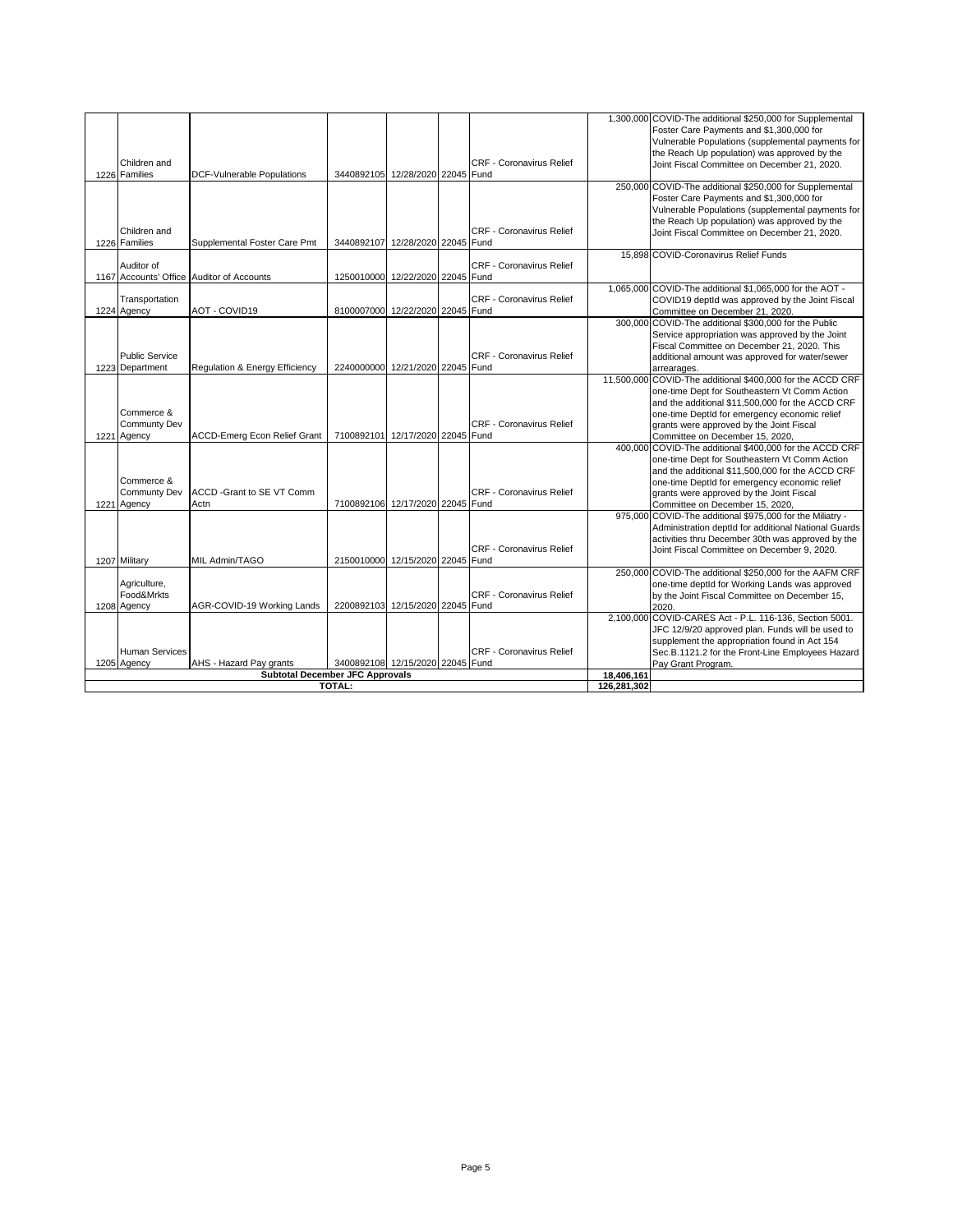| | | | | | | | | |
|---|---|---|---|---|---|---|---|---|
| 1226 | Children and Families | DCF-Vulnerable Populations | 3440892105 | 12/28/2020 | 22045 | CRF - Coronavirus Relief Fund | 1,300,000 | COVID-The additional $250,000 for Supplemental Foster Care Payments and $1,300,000 for Vulnerable Populations (supplemental payments for the Reach Up population) was approved by the Joint Fiscal Committee on December 21, 2020. |
| 1226 | Children and Families | Supplemental Foster Care Pmt | 3440892107 | 12/28/2020 | 22045 | CRF - Coronavirus Relief Fund | 250,000 | COVID-The additional $250,000 for Supplemental Foster Care Payments and $1,300,000 for Vulnerable Populations (supplemental payments for the Reach Up population) was approved by the Joint Fiscal Committee on December 21, 2020. |
| 1167 | Auditor of Accounts' Office | Auditor of Accounts | 1250010000 | 12/22/2020 | 22045 | CRF - Coronavirus Relief Fund | 15,898 | COVID-Coronavirus Relief Funds |
| 1224 | Transportation Agency | AOT - COVID19 | 8100007000 | 12/22/2020 | 22045 | CRF - Coronavirus Relief Fund | 1,065,000 | COVID-The additional $1,065,000 for the AOT - COVID19 deptId was approved by the Joint Fiscal Committee on December 21, 2020. |
| 1223 | Public Service Department | Regulation & Energy Efficiency | 2240000000 | 12/21/2020 | 22045 | CRF - Coronavirus Relief Fund | 300,000 | COVID-The additional $300,000 for the Public Service appropriation was approved by the Joint Fiscal Committee on December 21, 2020. This additional amount was approved for water/sewer arrearages. |
| 1221 | Commerce & Communty Dev Agency | ACCD-Emerg Econ Relief Grant | 7100892101 | 12/17/2020 | 22045 | CRF - Coronavirus Relief Fund | 11,500,000 | COVID-The additional $400,000 for the ACCD CRF one-time Dept for Southeastern Vt Comm Action and the additional $11,500,000 for the ACCD CRF one-time DeptId for emergency economic relief grants were approved by the Joint Fiscal Committee on December 15, 2020, |
| 1221 | Commerce & Communty Dev Agency | ACCD -Grant to SE VT Comm Actn | 7100892106 | 12/17/2020 | 22045 | CRF - Coronavirus Relief Fund | 400,000 | COVID-The additional $400,000 for the ACCD CRF one-time Dept for Southeastern Vt Comm Action and the additional $11,500,000 for the ACCD CRF one-time DeptId for emergency economic relief grants were approved by the Joint Fiscal Committee on December 15, 2020, |
| 1207 | Military | MIL Admin/TAGO | 2150010000 | 12/15/2020 | 22045 | CRF - Coronavirus Relief Fund | 975,000 | COVID-The additional $975,000 for the Miliatry - Administration deptId for additional National Guards activities thru December 30th was approved by the Joint Fiscal Committee on December 9, 2020. |
| 1208 | Agriculture, Food&Mrkts Agency | AGR-COVID-19 Working Lands | 2200892103 | 12/15/2020 | 22045 | CRF - Coronavirus Relief Fund | 250,000 | COVID-The additional $250,000 for the AAFM CRF one-time deptId for Working Lands was approved by the Joint Fiscal Committee on December 15, 2020. |
| 1205 | Human Services Agency | AHS - Hazard Pay grants | 3400892108 | 12/15/2020 | 22045 | CRF - Coronavirus Relief Fund | 2,100,000 | COVID-CARES Act - P.L. 116-136, Section 5001. JFC 12/9/20 approved plan. Funds will be used to supplement the appropriation found in Act 154 Sec.B.1121.2 for the Front-Line Employees Hazard Pay Grant Program. |
| | | **Subtotal December JFC Approvals** | | | | | **18,406,161** | |
| | | **TOTAL:** | | | | | **126,281,302** | |